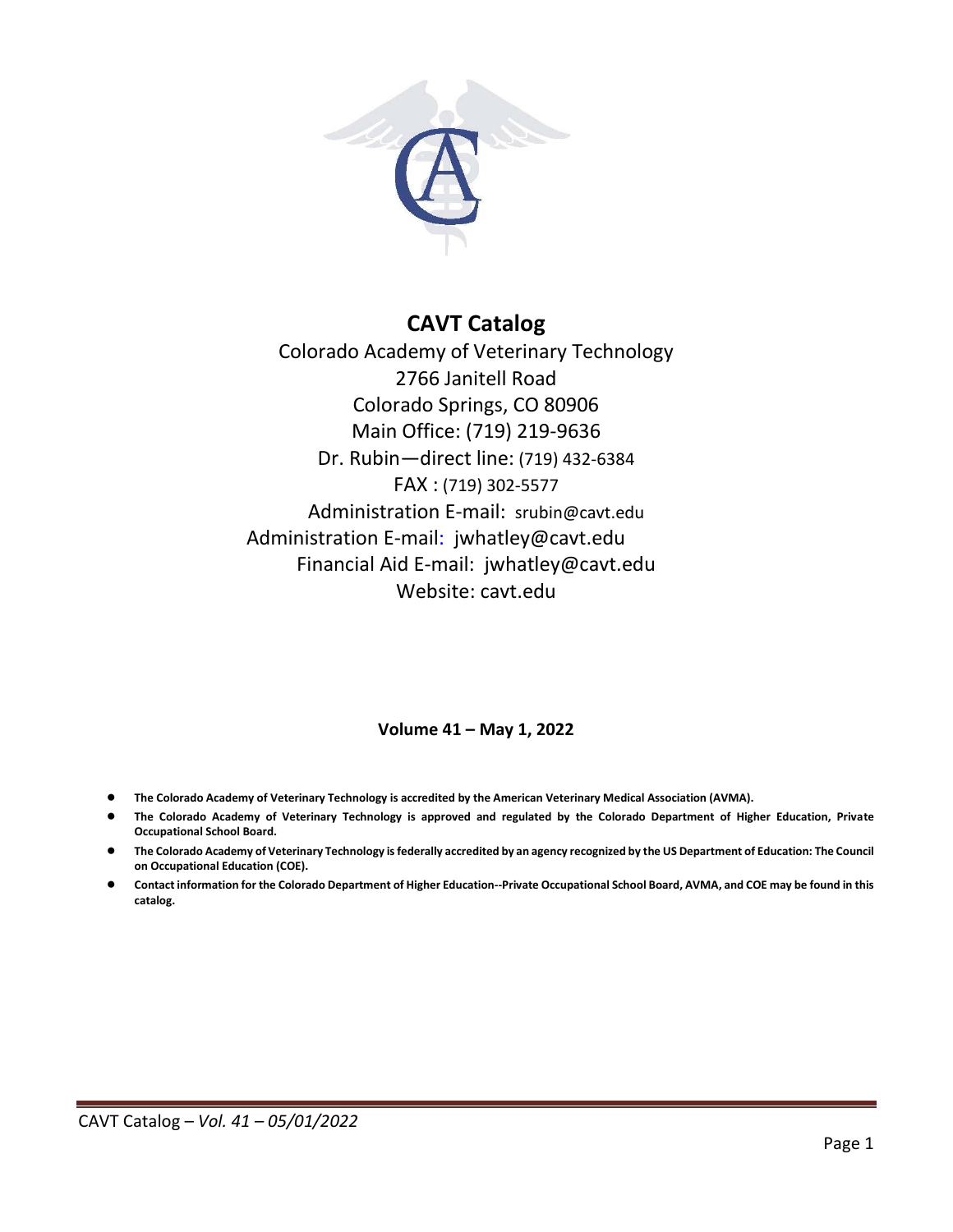# CAVT Catalog

Colorado Academy of Veterinary Technology
2766 Janitell Road
Colorado Springs, CO 80906
Main Office: (719) 219-9636
Dr. Rubin—direct line: (719) 432-6384
FAX : (719) 302-5577
Administration E-mail: srubin@cavt.edu
Administration E-mail: jwhatley@cavt.edu
Financial Aid E-mail: jwhatley@cavt.edu
Website: cavt.edu

**Volume 41 – May 1, 2022**

- **The Colorado Academy of Veterinary Technology is accredited by the American Veterinary Medical Association (AVMA).**
- **The Colorado Academy of Veterinary Technology is approved and regulated by the Colorado Department of Higher Education, Private Occupational School Board.**
- **The Colorado Academy of Veterinary Technology is federally accredited by an agency recognized by the US Department of Education: The Council on Occupational Education (COE).**
- **Contact information for the Colorado Department of Higher Education--Private Occupational School Board, AVMA, and COE may be found in this catalog.**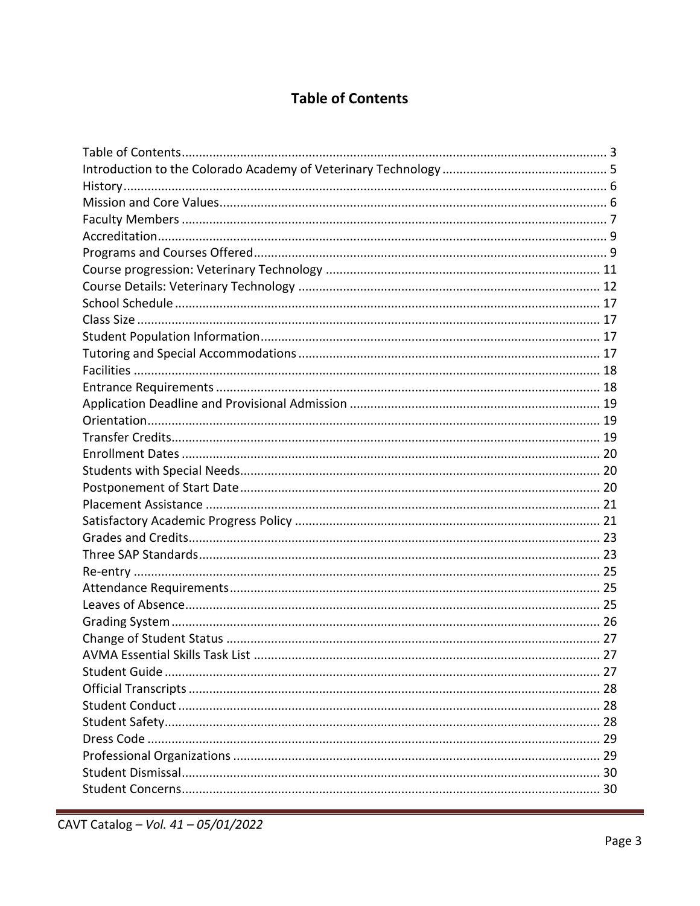# Table of Contents

Table of Contents ................................................................ 3
Introduction to the Colorado Academy of Veterinary Technology ................................ 5
History ................................................................ 6
Mission and Core Values ................................................................ 6
Faculty Members ................................................................ 7
Accreditation ................................................................ 9
Programs and Courses Offered ................................................................ 9
Course progression: Veterinary Technology ................................................................ 11
Course Details: Veterinary Technology ................................................................ 12
School Schedule ................................................................ 17
Class Size ................................................................ 17
Student Population Information ................................................................ 17
Tutoring and Special Accommodations ................................................................ 17
Facilities ................................................................ 18
Entrance Requirements ................................................................ 18
Application Deadline and Provisional Admission ................................................................ 19
Orientation ................................................................ 19
Transfer Credits ................................................................ 19
Enrollment Dates ................................................................ 20
Students with Special Needs ................................................................ 20
Postponement of Start Date ................................................................ 20
Placement Assistance ................................................................ 21
Satisfactory Academic Progress Policy ................................................................ 21
Grades and Credits ................................................................ 23
Three SAP Standards ................................................................ 23
Re-entry ................................................................ 25
Attendance Requirements ................................................................ 25
Leaves of Absence ................................................................ 25
Grading System ................................................................ 26
Change of Student Status ................................................................ 27
AVMA Essential Skills Task List ................................................................ 27
Student Guide ................................................................ 27
Official Transcripts ................................................................ 28
Student Conduct ................................................................ 28
Student Safety ................................................................ 28
Dress Code ................................................................ 29
Professional Organizations ................................................................ 29
Student Dismissal ................................................................ 30
Student Concerns ................................................................ 30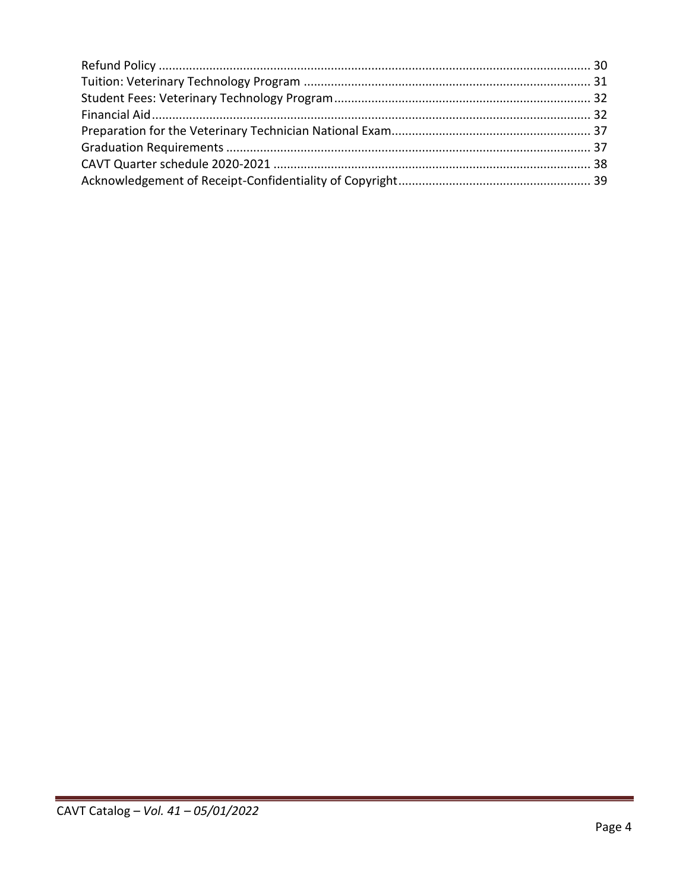Refund Policy ............................................................................................................................ 30
Tuition: Veterinary Technology Program ..................................................................................... 31
Student Fees: Veterinary Technology Program ............................................................................ 32
Financial Aid .............................................................................................................................. 32
Preparation for the Veterinary Technician National Exam ........................................................... 37
Graduation Requirements ............................................................................................................ 37
CAVT Quarter schedule 2020-2021 ............................................................................................. 38
Acknowledgement of Receipt-Confidentiality of Copyright ......................................................... 39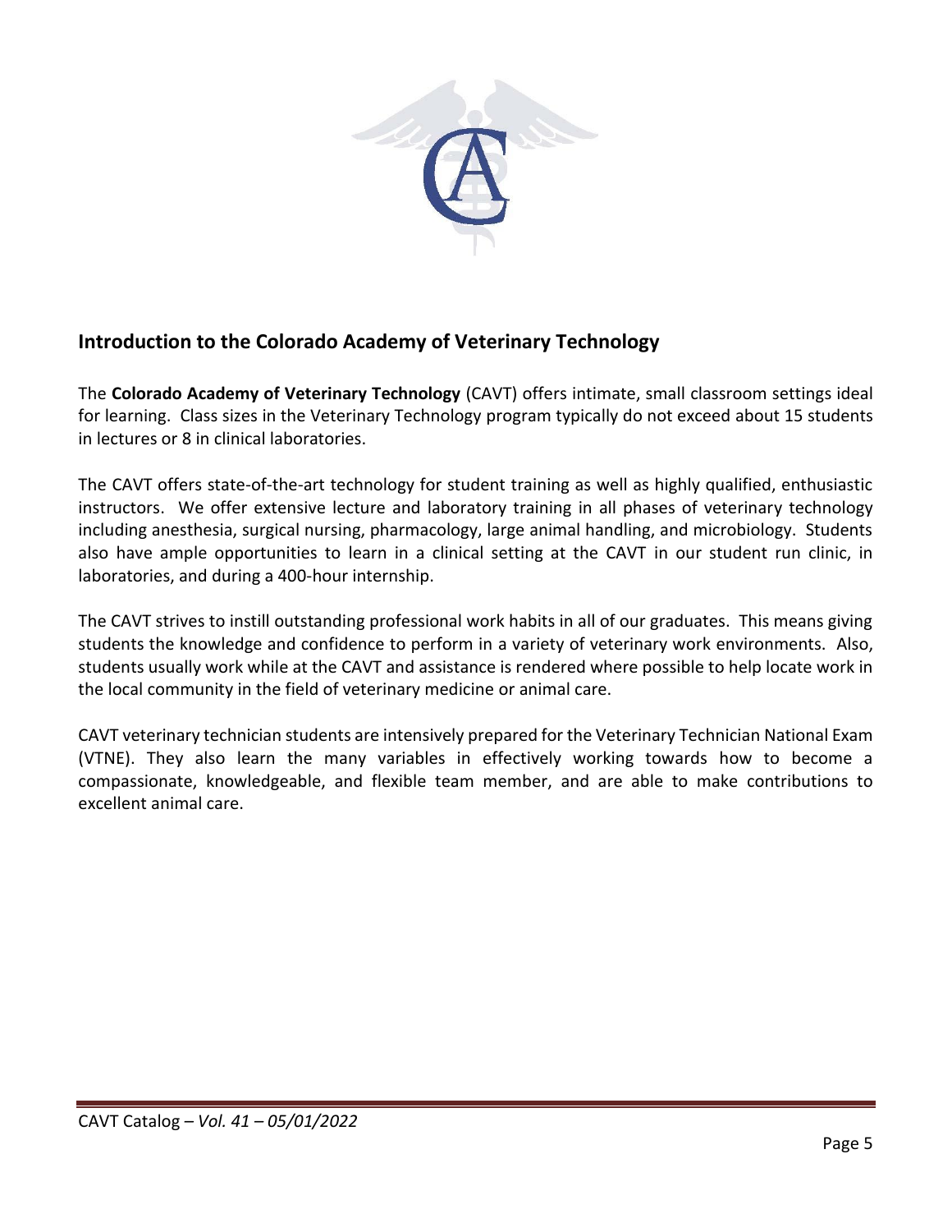## Introduction to the Colorado Academy of Veterinary Technology

The **Colorado Academy of Veterinary Technology** (CAVT) offers intimate, small classroom settings ideal for learning. Class sizes in the Veterinary Technology program typically do not exceed about 15 students in lectures or 8 in clinical laboratories.

The CAVT offers state-of-the-art technology for student training as well as highly qualified, enthusiastic instructors. We offer extensive lecture and laboratory training in all phases of veterinary technology including anesthesia, surgical nursing, pharmacology, large animal handling, and microbiology. Students also have ample opportunities to learn in a clinical setting at the CAVT in our student run clinic, in laboratories, and during a 400-hour internship.

The CAVT strives to instill outstanding professional work habits in all of our graduates. This means giving students the knowledge and confidence to perform in a variety of veterinary work environments. Also, students usually work while at the CAVT and assistance is rendered where possible to help locate work in the local community in the field of veterinary medicine or animal care.

CAVT veterinary technician students are intensively prepared for the Veterinary Technician National Exam (VTNE). They also learn the many variables in effectively working towards how to become a compassionate, knowledgeable, and flexible team member, and are able to make contributions to excellent animal care.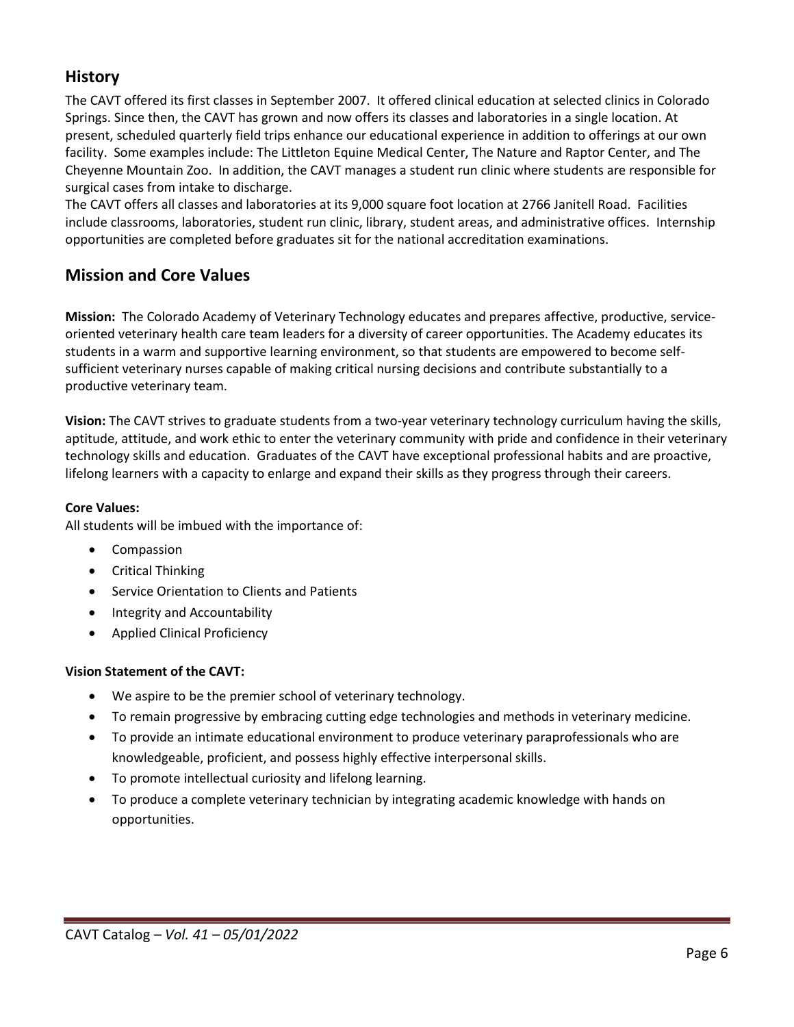## History

The CAVT offered its first classes in September 2007. It offered clinical education at selected clinics in Colorado Springs. Since then, the CAVT has grown and now offers its classes and laboratories in a single location. At present, scheduled quarterly field trips enhance our educational experience in addition to offerings at our own facility. Some examples include: The Littleton Equine Medical Center, The Nature and Raptor Center, and The Cheyenne Mountain Zoo. In addition, the CAVT manages a student run clinic where students are responsible for surgical cases from intake to discharge.

The CAVT offers all classes and laboratories at its 9,000 square foot location at 2766 Janitell Road. Facilities include classrooms, laboratories, student run clinic, library, student areas, and administrative offices. Internship opportunities are completed before graduates sit for the national accreditation examinations.

## Mission and Core Values

**Mission:** The Colorado Academy of Veterinary Technology educates and prepares affective, productive, service-oriented veterinary health care team leaders for a diversity of career opportunities. The Academy educates its students in a warm and supportive learning environment, so that students are empowered to become self-sufficient veterinary nurses capable of making critical nursing decisions and contribute substantially to a productive veterinary team.

**Vision:** The CAVT strives to graduate students from a two-year veterinary technology curriculum having the skills, aptitude, attitude, and work ethic to enter the veterinary community with pride and confidence in their veterinary technology skills and education. Graduates of the CAVT have exceptional professional habits and are proactive, lifelong learners with a capacity to enlarge and expand their skills as they progress through their careers.

**Core Values:**

All students will be imbued with the importance of:

- Compassion
- Critical Thinking
- Service Orientation to Clients and Patients
- Integrity and Accountability
- Applied Clinical Proficiency

**Vision Statement of the CAVT:**

- We aspire to be the premier school of veterinary technology.
- To remain progressive by embracing cutting edge technologies and methods in veterinary medicine.
- To provide an intimate educational environment to produce veterinary paraprofessionals who are knowledgeable, proficient, and possess highly effective interpersonal skills.
- To promote intellectual curiosity and lifelong learning.
- To produce a complete veterinary technician by integrating academic knowledge with hands on opportunities.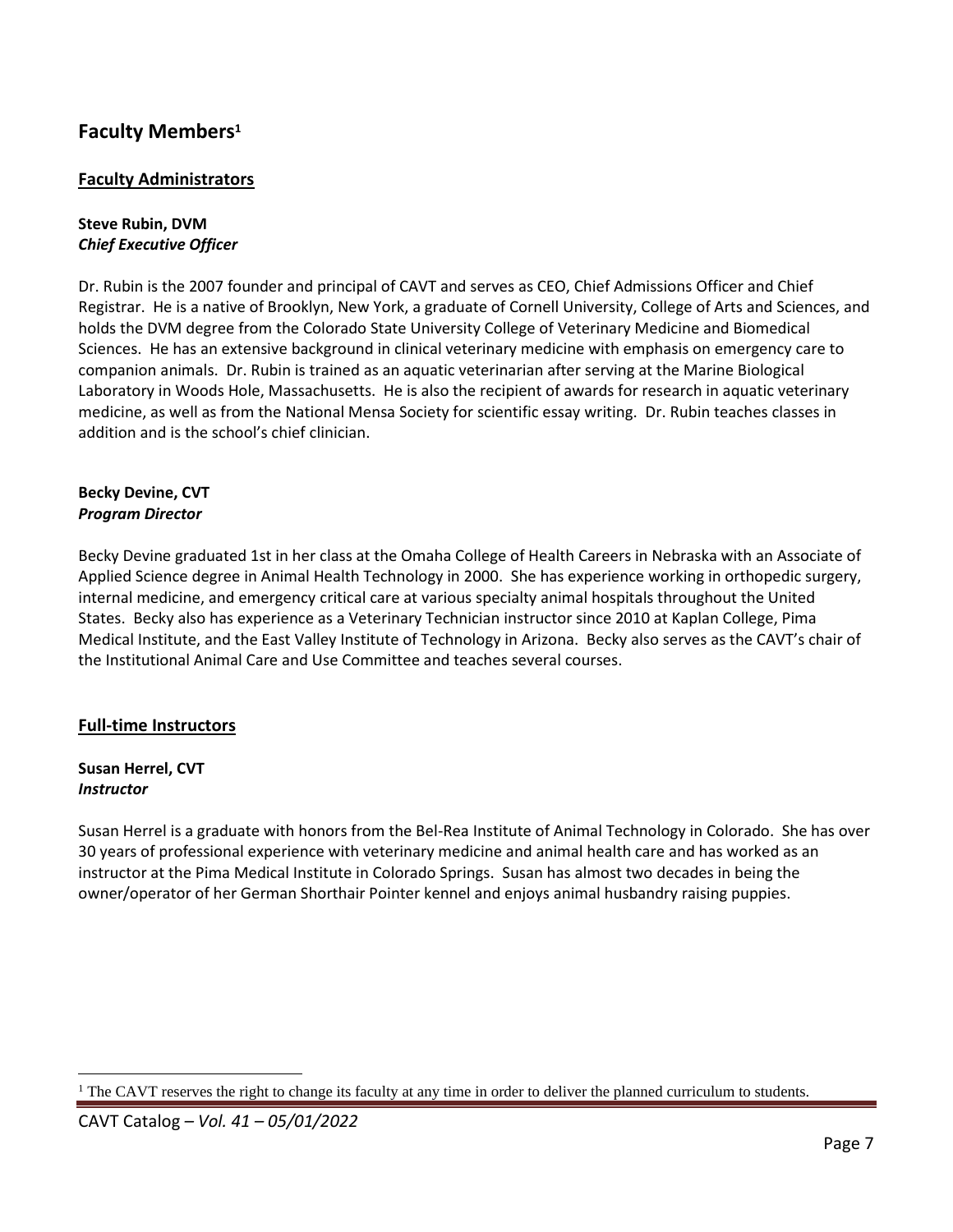## Faculty Members[1]

### Faculty Administrators

**Steve Rubin, DVM**
***Chief Executive Officer***

Dr. Rubin is the 2007 founder and principal of CAVT and serves as CEO, Chief Admissions Officer and Chief Registrar. He is a native of Brooklyn, New York, a graduate of Cornell University, College of Arts and Sciences, and holds the DVM degree from the Colorado State University College of Veterinary Medicine and Biomedical Sciences. He has an extensive background in clinical veterinary medicine with emphasis on emergency care to companion animals. Dr. Rubin is trained as an aquatic veterinarian after serving at the Marine Biological Laboratory in Woods Hole, Massachusetts. He is also the recipient of awards for research in aquatic veterinary medicine, as well as from the National Mensa Society for scientific essay writing. Dr. Rubin teaches classes in addition and is the school's chief clinician.

**Becky Devine, CVT**
***Program Director***

Becky Devine graduated 1st in her class at the Omaha College of Health Careers in Nebraska with an Associate of Applied Science degree in Animal Health Technology in 2000. She has experience working in orthopedic surgery, internal medicine, and emergency critical care at various specialty animal hospitals throughout the United States. Becky also has experience as a Veterinary Technician instructor since 2010 at Kaplan College, Pima Medical Institute, and the East Valley Institute of Technology in Arizona. Becky also serves as the CAVT's chair of the Institutional Animal Care and Use Committee and teaches several courses.

### Full-time Instructors

**Susan Herrel, CVT**
***Instructor***

Susan Herrel is a graduate with honors from the Bel-Rea Institute of Animal Technology in Colorado. She has over 30 years of professional experience with veterinary medicine and animal health care and has worked as an instructor at the Pima Medical Institute in Colorado Springs. Susan has almost two decades in being the owner/operator of her German Shorthair Pointer kennel and enjoys animal husbandry raising puppies.

---

[1] The CAVT reserves the right to change its faculty at any time in order to deliver the planned curriculum to students.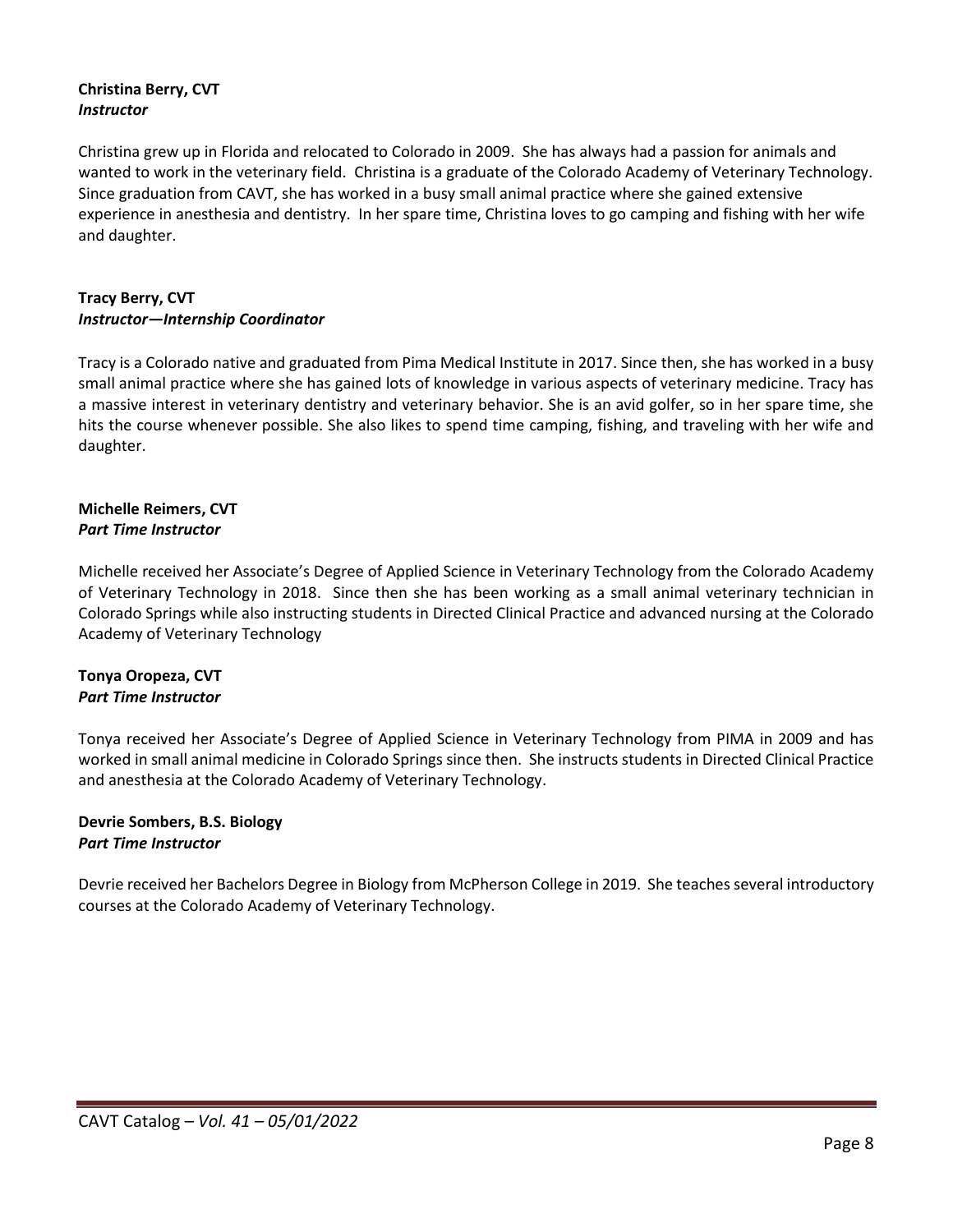**Christina Berry, CVT**
***Instructor***

Christina grew up in Florida and relocated to Colorado in 2009. She has always had a passion for animals and wanted to work in the veterinary field. Christina is a graduate of the Colorado Academy of Veterinary Technology. Since graduation from CAVT, she has worked in a busy small animal practice where she gained extensive experience in anesthesia and dentistry. In her spare time, Christina loves to go camping and fishing with her wife and daughter.

**Tracy Berry, CVT**
***Instructor—Internship Coordinator***

Tracy is a Colorado native and graduated from Pima Medical Institute in 2017. Since then, she has worked in a busy small animal practice where she has gained lots of knowledge in various aspects of veterinary medicine. Tracy has a massive interest in veterinary dentistry and veterinary behavior. She is an avid golfer, so in her spare time, she hits the course whenever possible. She also likes to spend time camping, fishing, and traveling with her wife and daughter.

**Michelle Reimers, CVT**
***Part Time Instructor***

Michelle received her Associate's Degree of Applied Science in Veterinary Technology from the Colorado Academy of Veterinary Technology in 2018. Since then she has been working as a small animal veterinary technician in Colorado Springs while also instructing students in Directed Clinical Practice and advanced nursing at the Colorado Academy of Veterinary Technology

**Tonya Oropeza, CVT**
***Part Time Instructor***

Tonya received her Associate's Degree of Applied Science in Veterinary Technology from PIMA in 2009 and has worked in small animal medicine in Colorado Springs since then. She instructs students in Directed Clinical Practice and anesthesia at the Colorado Academy of Veterinary Technology.

**Devrie Sombers, B.S. Biology**
***Part Time Instructor***

Devrie received her Bachelors Degree in Biology from McPherson College in 2019. She teaches several introductory courses at the Colorado Academy of Veterinary Technology.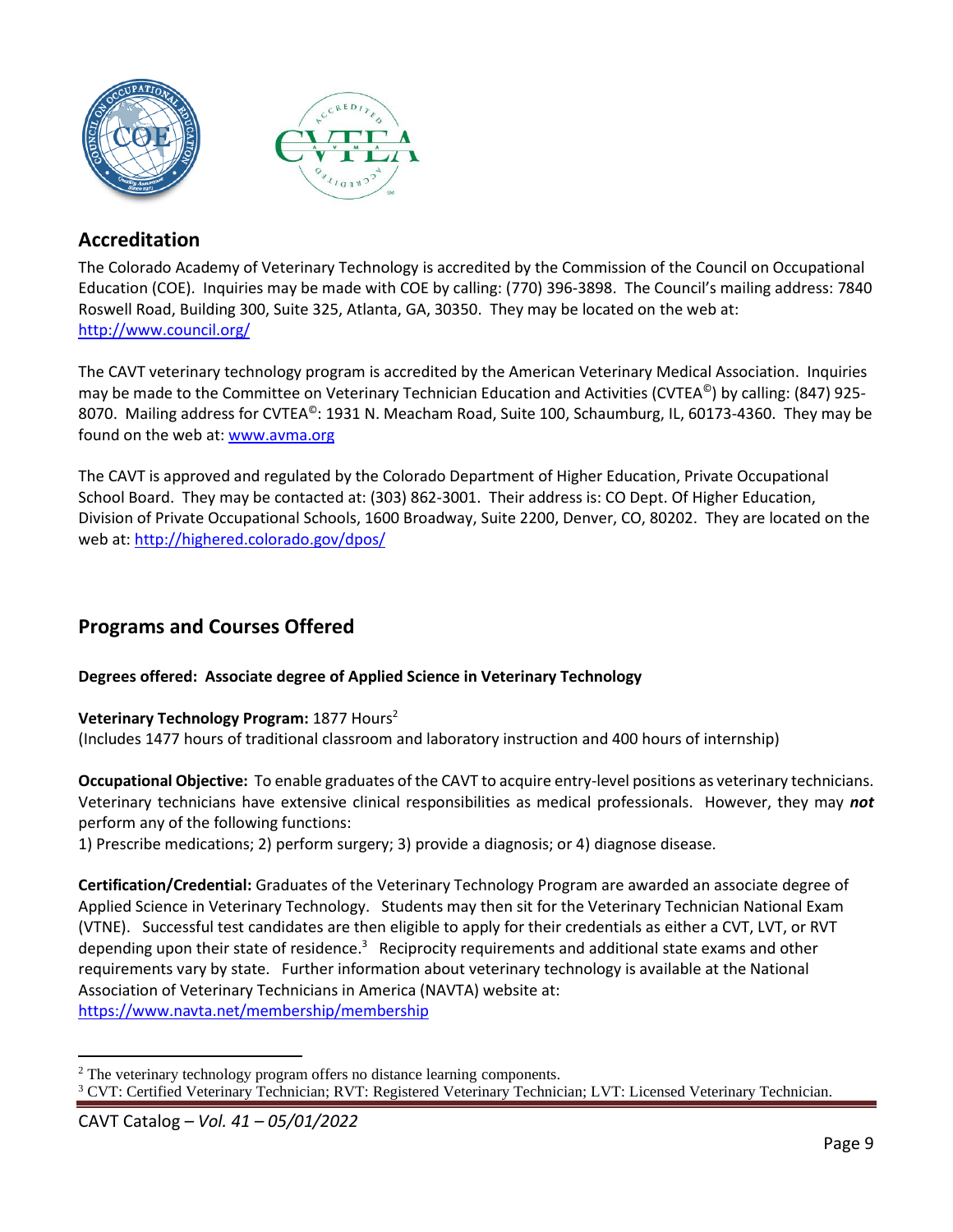## Accreditation

The Colorado Academy of Veterinary Technology is accredited by the Commission of the Council on Occupational Education (COE). Inquiries may be made with COE by calling: (770) 396-3898. The Council's mailing address: 7840 Roswell Road, Building 300, Suite 325, Atlanta, GA, 30350. They may be located on the web at: http://www.council.org/

The CAVT veterinary technology program is accredited by the American Veterinary Medical Association. Inquiries may be made to the Committee on Veterinary Technician Education and Activities (CVTEA©) by calling: (847) 925-8070. Mailing address for CVTEA©: 1931 N. Meacham Road, Suite 100, Schaumburg, IL, 60173-4360. They may be found on the web at: www.avma.org

The CAVT is approved and regulated by the Colorado Department of Higher Education, Private Occupational School Board. They may be contacted at: (303) 862-3001. Their address is: CO Dept. Of Higher Education, Division of Private Occupational Schools, 1600 Broadway, Suite 2200, Denver, CO, 80202. They are located on the web at: http://highered.colorado.gov/dpos/

## Programs and Courses Offered

**Degrees offered: Associate degree of Applied Science in Veterinary Technology**

**Veterinary Technology Program:** 1877 Hours[2]
(Includes 1477 hours of traditional classroom and laboratory instruction and 400 hours of internship)

**Occupational Objective:** To enable graduates of the CAVT to acquire entry-level positions as veterinary technicians. Veterinary technicians have extensive clinical responsibilities as medical professionals. However, they may ***not*** perform any of the following functions:
1) Prescribe medications; 2) perform surgery; 3) provide a diagnosis; or 4) diagnose disease.

**Certification/Credential:** Graduates of the Veterinary Technology Program are awarded an associate degree of Applied Science in Veterinary Technology. Students may then sit for the Veterinary Technician National Exam (VTNE). Successful test candidates are then eligible to apply for their credentials as either a CVT, LVT, or RVT depending upon their state of residence.[3] Reciprocity requirements and additional state exams and other requirements vary by state. Further information about veterinary technology is available at the National Association of Veterinary Technicians in America (NAVTA) website at: https://www.navta.net/membership/membership

---

[2] The veterinary technology program offers no distance learning components.
[3] CVT: Certified Veterinary Technician; RVT: Registered Veterinary Technician; LVT: Licensed Veterinary Technician.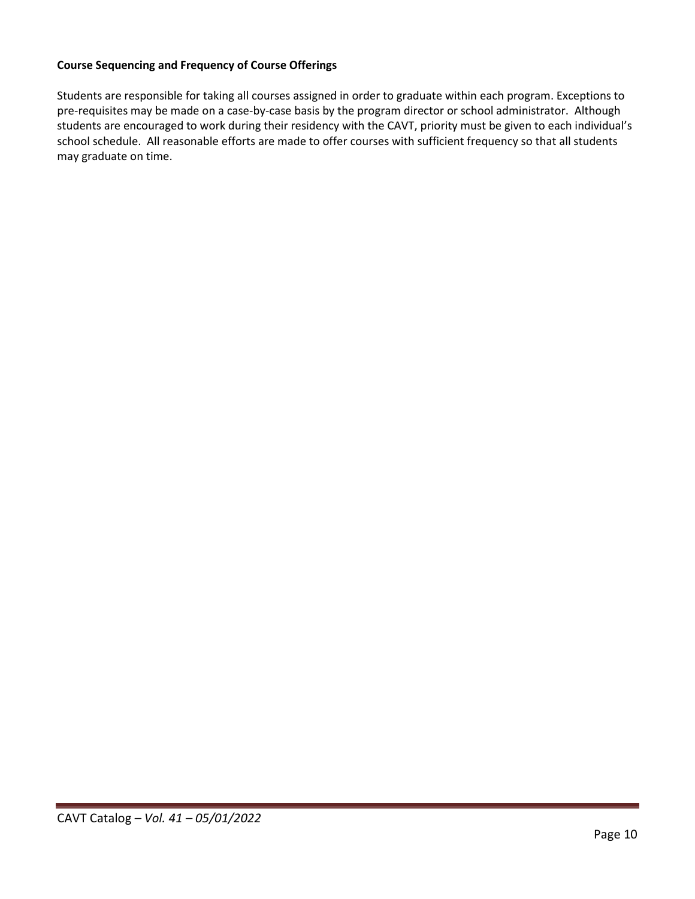**Course Sequencing and Frequency of Course Offerings**

Students are responsible for taking all courses assigned in order to graduate within each program. Exceptions to pre-requisites may be made on a case-by-case basis by the program director or school administrator. Although students are encouraged to work during their residency with the CAVT, priority must be given to each individual's school schedule. All reasonable efforts are made to offer courses with sufficient frequency so that all students may graduate on time.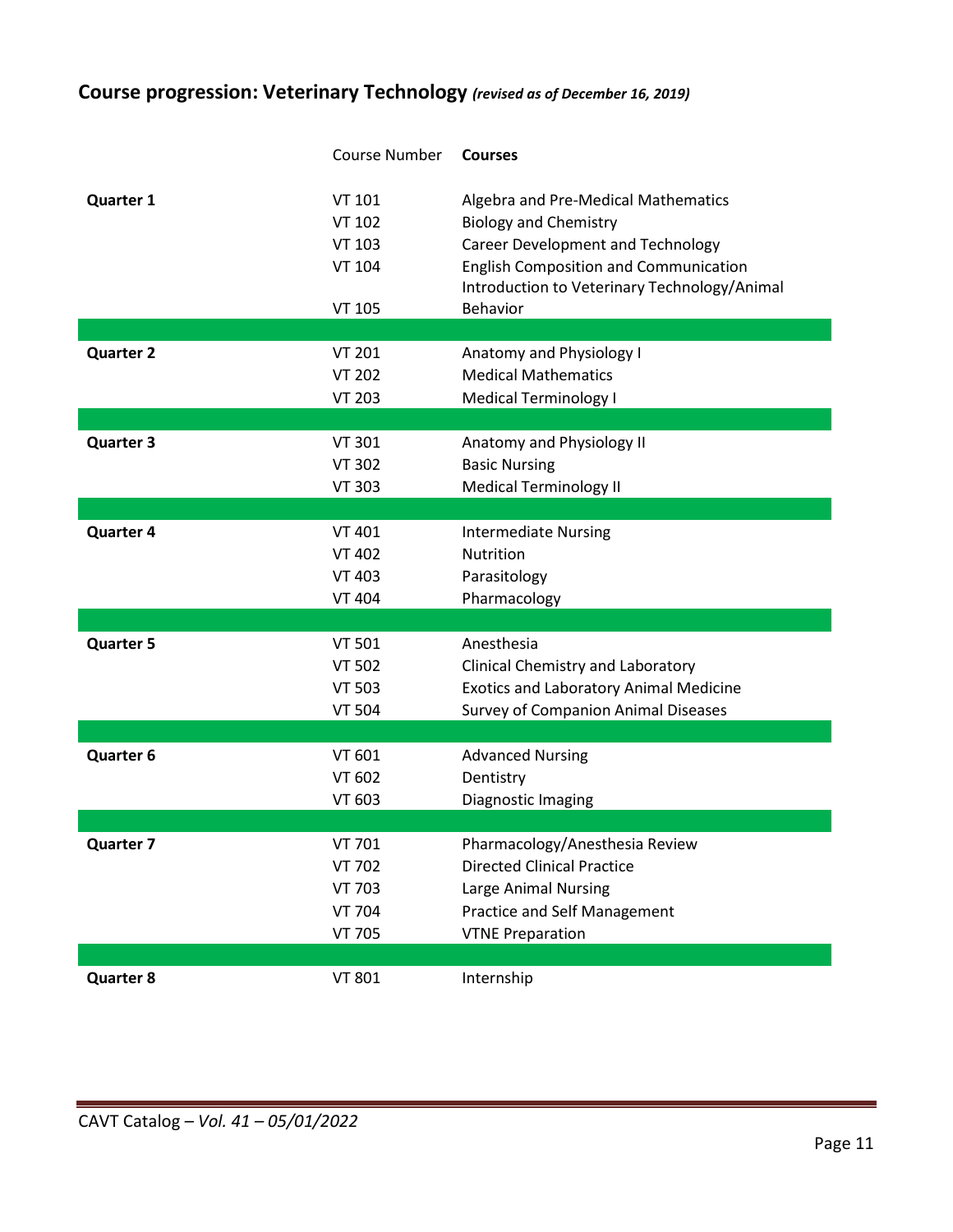## Course progression: Veterinary Technology *(revised as of December 16, 2019)*

| | Course Number | **Courses** |
|---|---|---|
| **Quarter 1** | VT 101 | Algebra and Pre-Medical Mathematics |
| | VT 102 | Biology and Chemistry |
| | VT 103 | Career Development and Technology |
| | VT 104 | English Composition and Communication |
| | VT 105 | Introduction to Veterinary Technology/Animal Behavior |
| **Quarter 2** | VT 201 | Anatomy and Physiology I |
| | VT 202 | Medical Mathematics |
| | VT 203 | Medical Terminology I |
| **Quarter 3** | VT 301 | Anatomy and Physiology II |
| | VT 302 | Basic Nursing |
| | VT 303 | Medical Terminology II |
| **Quarter 4** | VT 401 | Intermediate Nursing |
| | VT 402 | Nutrition |
| | VT 403 | Parasitology |
| | VT 404 | Pharmacology |
| **Quarter 5** | VT 501 | Anesthesia |
| | VT 502 | Clinical Chemistry and Laboratory |
| | VT 503 | Exotics and Laboratory Animal Medicine |
| | VT 504 | Survey of Companion Animal Diseases |
| **Quarter 6** | VT 601 | Advanced Nursing |
| | VT 602 | Dentistry |
| | VT 603 | Diagnostic Imaging |
| **Quarter 7** | VT 701 | Pharmacology/Anesthesia Review |
| | VT 702 | Directed Clinical Practice |
| | VT 703 | Large Animal Nursing |
| | VT 704 | Practice and Self Management |
| | VT 705 | VTNE Preparation |
| **Quarter 8** | VT 801 | Internship |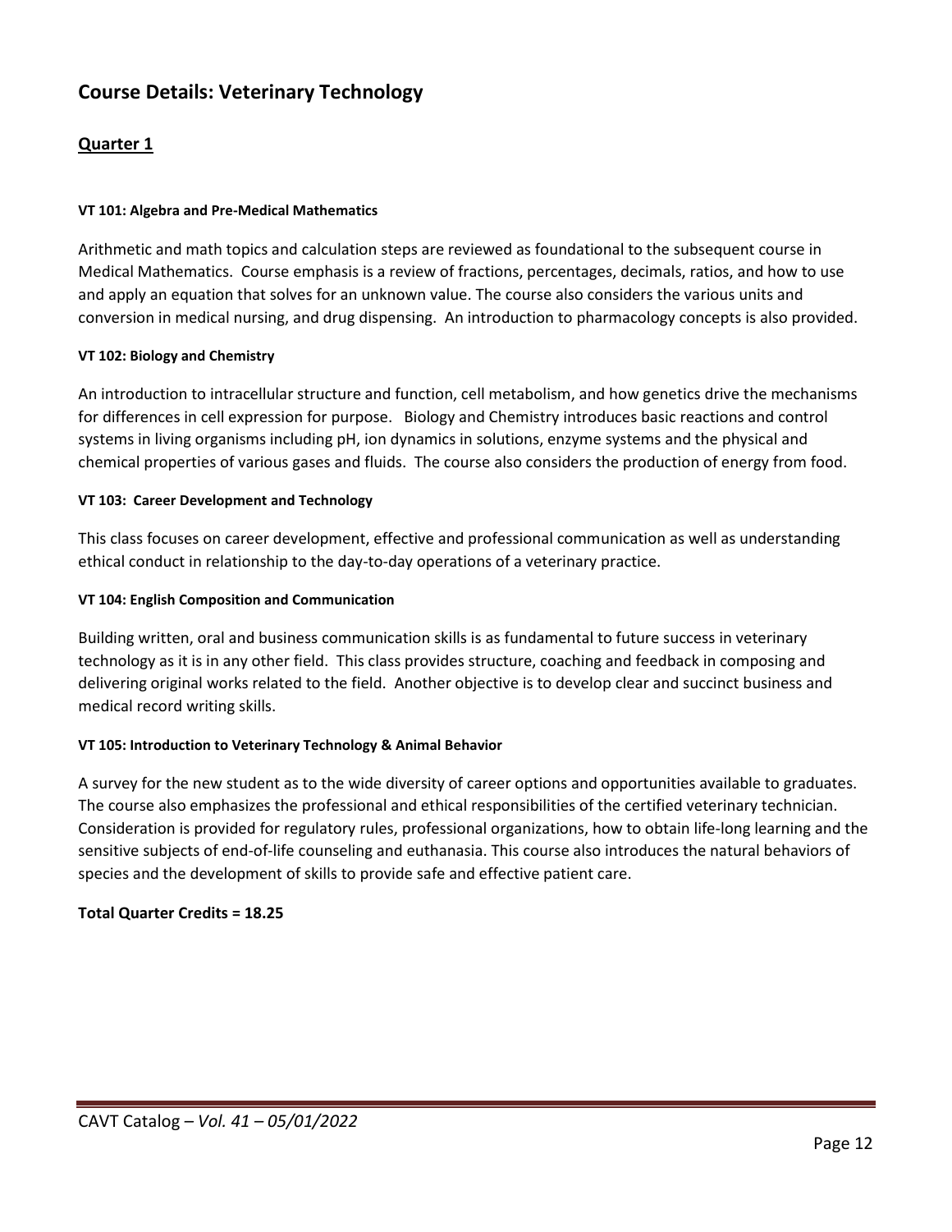## Course Details: Veterinary Technology

### <u>Quarter 1</u>

**VT 101: Algebra and Pre-Medical Mathematics**

Arithmetic and math topics and calculation steps are reviewed as foundational to the subsequent course in Medical Mathematics. Course emphasis is a review of fractions, percentages, decimals, ratios, and how to use and apply an equation that solves for an unknown value. The course also considers the various units and conversion in medical nursing, and drug dispensing. An introduction to pharmacology concepts is also provided.

**VT 102: Biology and Chemistry**

An introduction to intracellular structure and function, cell metabolism, and how genetics drive the mechanisms for differences in cell expression for purpose. Biology and Chemistry introduces basic reactions and control systems in living organisms including pH, ion dynamics in solutions, enzyme systems and the physical and chemical properties of various gases and fluids. The course also considers the production of energy from food.

**VT 103: Career Development and Technology**

This class focuses on career development, effective and professional communication as well as understanding ethical conduct in relationship to the day-to-day operations of a veterinary practice.

**VT 104: English Composition and Communication**

Building written, oral and business communication skills is as fundamental to future success in veterinary technology as it is in any other field. This class provides structure, coaching and feedback in composing and delivering original works related to the field. Another objective is to develop clear and succinct business and medical record writing skills.

**VT 105: Introduction to Veterinary Technology & Animal Behavior**

A survey for the new student as to the wide diversity of career options and opportunities available to graduates. The course also emphasizes the professional and ethical responsibilities of the certified veterinary technician. Consideration is provided for regulatory rules, professional organizations, how to obtain life-long learning and the sensitive subjects of end-of-life counseling and euthanasia. This course also introduces the natural behaviors of species and the development of skills to provide safe and effective patient care.

**Total Quarter Credits = 18.25**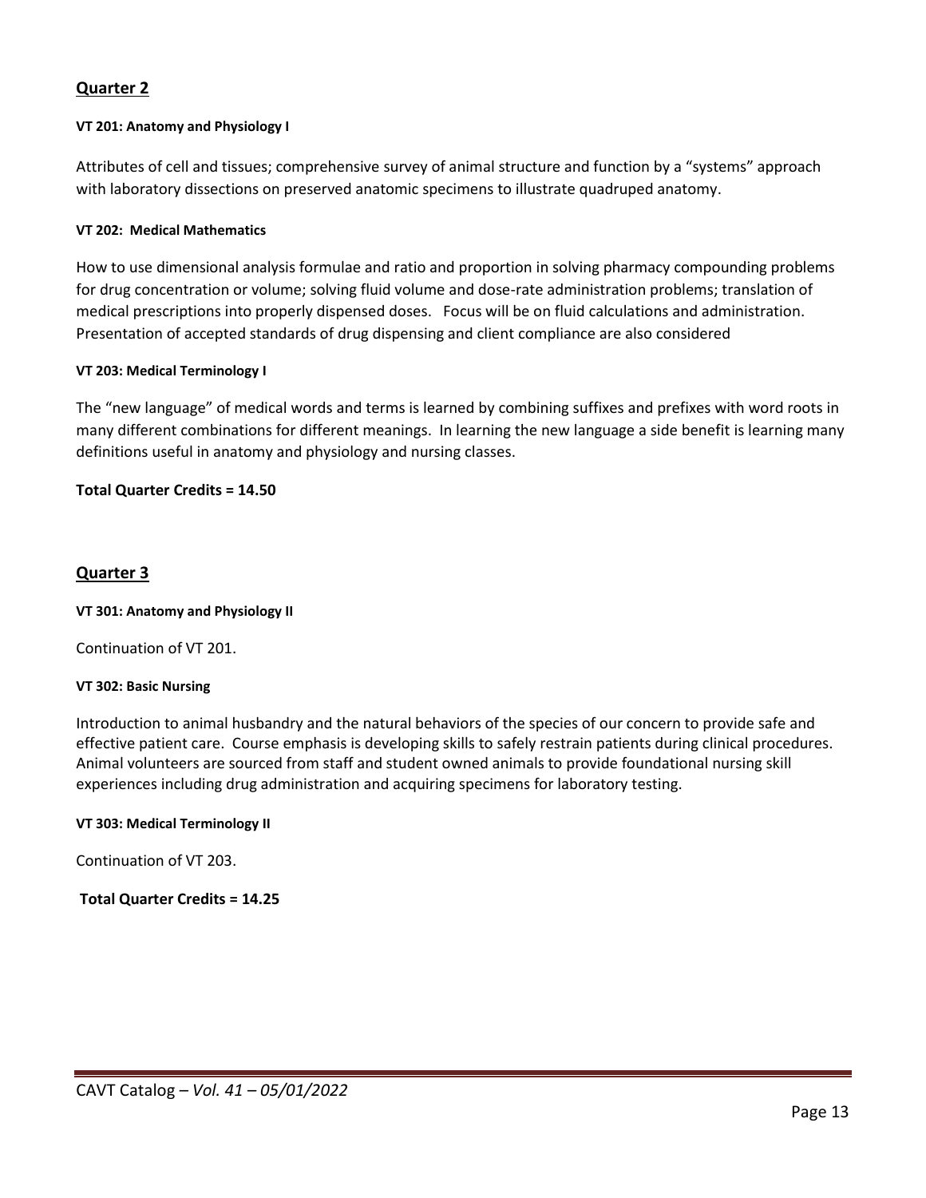## Quarter 2

#### VT 201: Anatomy and Physiology I

Attributes of cell and tissues; comprehensive survey of animal structure and function by a "systems" approach with laboratory dissections on preserved anatomic specimens to illustrate quadruped anatomy.

#### VT 202: Medical Mathematics

How to use dimensional analysis formulae and ratio and proportion in solving pharmacy compounding problems for drug concentration or volume; solving fluid volume and dose-rate administration problems; translation of medical prescriptions into properly dispensed doses. Focus will be on fluid calculations and administration. Presentation of accepted standards of drug dispensing and client compliance are also considered

#### VT 203: Medical Terminology I

The "new language" of medical words and terms is learned by combining suffixes and prefixes with word roots in many different combinations for different meanings. In learning the new language a side benefit is learning many definitions useful in anatomy and physiology and nursing classes.

**Total Quarter Credits = 14.50**

## Quarter 3

#### VT 301: Anatomy and Physiology II

Continuation of VT 201.

#### VT 302: Basic Nursing

Introduction to animal husbandry and the natural behaviors of the species of our concern to provide safe and effective patient care. Course emphasis is developing skills to safely restrain patients during clinical procedures. Animal volunteers are sourced from staff and student owned animals to provide foundational nursing skill experiences including drug administration and acquiring specimens for laboratory testing.

#### VT 303: Medical Terminology II

Continuation of VT 203.

**Total Quarter Credits = 14.25**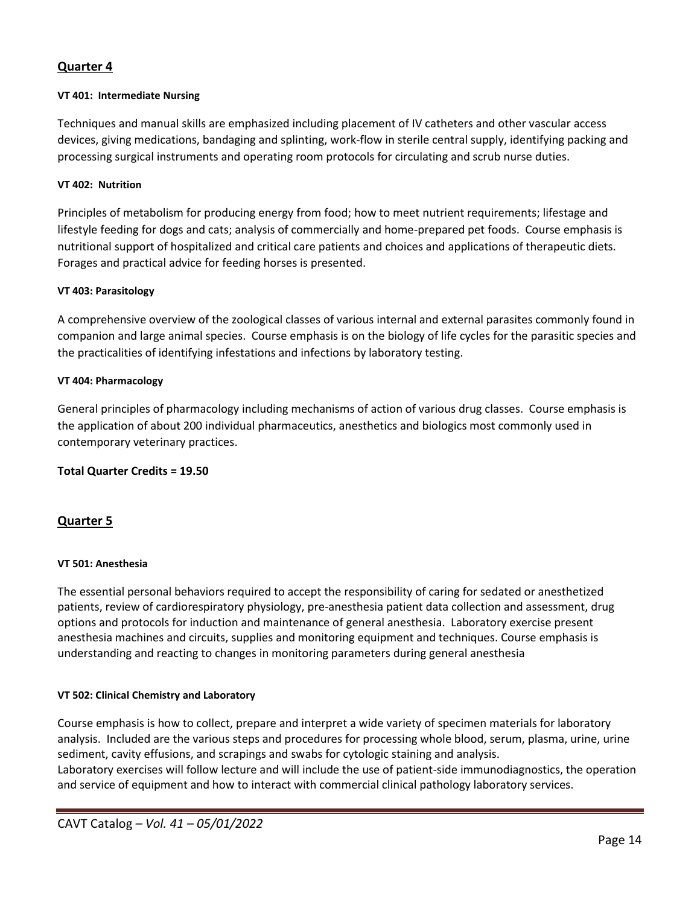## Quarter 4

#### VT 401: Intermediate Nursing

Techniques and manual skills are emphasized including placement of IV catheters and other vascular access devices, giving medications, bandaging and splinting, work-flow in sterile central supply, identifying packing and processing surgical instruments and operating room protocols for circulating and scrub nurse duties.

#### VT 402: Nutrition

Principles of metabolism for producing energy from food; how to meet nutrient requirements; lifestage and lifestyle feeding for dogs and cats; analysis of commercially and home-prepared pet foods. Course emphasis is nutritional support of hospitalized and critical care patients and choices and applications of therapeutic diets. Forages and practical advice for feeding horses is presented.

#### VT 403: Parasitology

A comprehensive overview of the zoological classes of various internal and external parasites commonly found in companion and large animal species. Course emphasis is on the biology of life cycles for the parasitic species and the practicalities of identifying infestations and infections by laboratory testing.

#### VT 404: Pharmacology

General principles of pharmacology including mechanisms of action of various drug classes. Course emphasis is the application of about 200 individual pharmaceutics, anesthetics and biologics most commonly used in contemporary veterinary practices.

**Total Quarter Credits = 19.50**

## Quarter 5

#### VT 501: Anesthesia

The essential personal behaviors required to accept the responsibility of caring for sedated or anesthetized patients, review of cardiorespiratory physiology, pre-anesthesia patient data collection and assessment, drug options and protocols for induction and maintenance of general anesthesia. Laboratory exercise present anesthesia machines and circuits, supplies and monitoring equipment and techniques. Course emphasis is understanding and reacting to changes in monitoring parameters during general anesthesia

#### VT 502: Clinical Chemistry and Laboratory

Course emphasis is how to collect, prepare and interpret a wide variety of specimen materials for laboratory analysis. Included are the various steps and procedures for processing whole blood, serum, plasma, urine, urine sediment, cavity effusions, and scrapings and swabs for cytologic staining and analysis.
Laboratory exercises will follow lecture and will include the use of patient-side immunodiagnostics, the operation and service of equipment and how to interact with commercial clinical pathology laboratory services.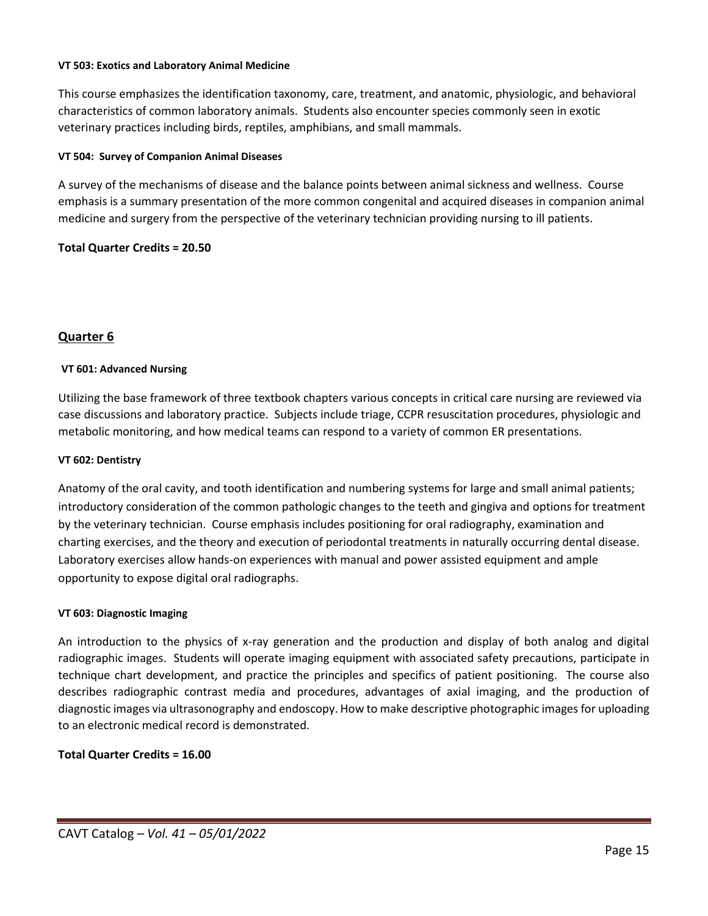**VT 503: Exotics and Laboratory Animal Medicine**

This course emphasizes the identification taxonomy, care, treatment, and anatomic, physiologic, and behavioral characteristics of common laboratory animals. Students also encounter species commonly seen in exotic veterinary practices including birds, reptiles, amphibians, and small mammals.

**VT 504: Survey of Companion Animal Diseases**

A survey of the mechanisms of disease and the balance points between animal sickness and wellness. Course emphasis is a summary presentation of the more common congenital and acquired diseases in companion animal medicine and surgery from the perspective of the veterinary technician providing nursing to ill patients.

**Total Quarter Credits = 20.50**

## Quarter 6

**VT 601: Advanced Nursing**

Utilizing the base framework of three textbook chapters various concepts in critical care nursing are reviewed via case discussions and laboratory practice. Subjects include triage, CCPR resuscitation procedures, physiologic and metabolic monitoring, and how medical teams can respond to a variety of common ER presentations.

**VT 602: Dentistry**

Anatomy of the oral cavity, and tooth identification and numbering systems for large and small animal patients; introductory consideration of the common pathologic changes to the teeth and gingiva and options for treatment by the veterinary technician. Course emphasis includes positioning for oral radiography, examination and charting exercises, and the theory and execution of periodontal treatments in naturally occurring dental disease. Laboratory exercises allow hands-on experiences with manual and power assisted equipment and ample opportunity to expose digital oral radiographs.

**VT 603: Diagnostic Imaging**

An introduction to the physics of x-ray generation and the production and display of both analog and digital radiographic images. Students will operate imaging equipment with associated safety precautions, participate in technique chart development, and practice the principles and specifics of patient positioning. The course also describes radiographic contrast media and procedures, advantages of axial imaging, and the production of diagnostic images via ultrasonography and endoscopy. How to make descriptive photographic images for uploading to an electronic medical record is demonstrated.

**Total Quarter Credits = 16.00**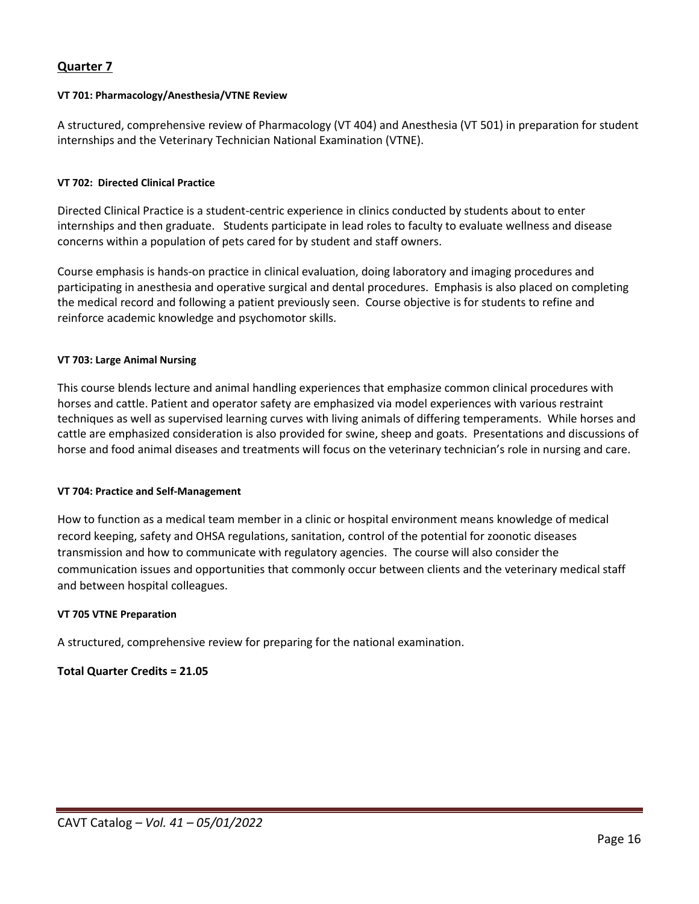## Quarter 7

#### VT 701: Pharmacology/Anesthesia/VTNE Review

A structured, comprehensive review of Pharmacology (VT 404) and Anesthesia (VT 501) in preparation for student internships and the Veterinary Technician National Examination (VTNE).

#### VT 702: Directed Clinical Practice

Directed Clinical Practice is a student-centric experience in clinics conducted by students about to enter internships and then graduate. Students participate in lead roles to faculty to evaluate wellness and disease concerns within a population of pets cared for by student and staff owners.

Course emphasis is hands-on practice in clinical evaluation, doing laboratory and imaging procedures and participating in anesthesia and operative surgical and dental procedures. Emphasis is also placed on completing the medical record and following a patient previously seen. Course objective is for students to refine and reinforce academic knowledge and psychomotor skills.

#### VT 703: Large Animal Nursing

This course blends lecture and animal handling experiences that emphasize common clinical procedures with horses and cattle. Patient and operator safety are emphasized via model experiences with various restraint techniques as well as supervised learning curves with living animals of differing temperaments. While horses and cattle are emphasized consideration is also provided for swine, sheep and goats. Presentations and discussions of horse and food animal diseases and treatments will focus on the veterinary technician's role in nursing and care.

#### VT 704: Practice and Self-Management

How to function as a medical team member in a clinic or hospital environment means knowledge of medical record keeping, safety and OHSA regulations, sanitation, control of the potential for zoonotic diseases transmission and how to communicate with regulatory agencies. The course will also consider the communication issues and opportunities that commonly occur between clients and the veterinary medical staff and between hospital colleagues.

#### VT 705 VTNE Preparation

A structured, comprehensive review for preparing for the national examination.

**Total Quarter Credits = 21.05**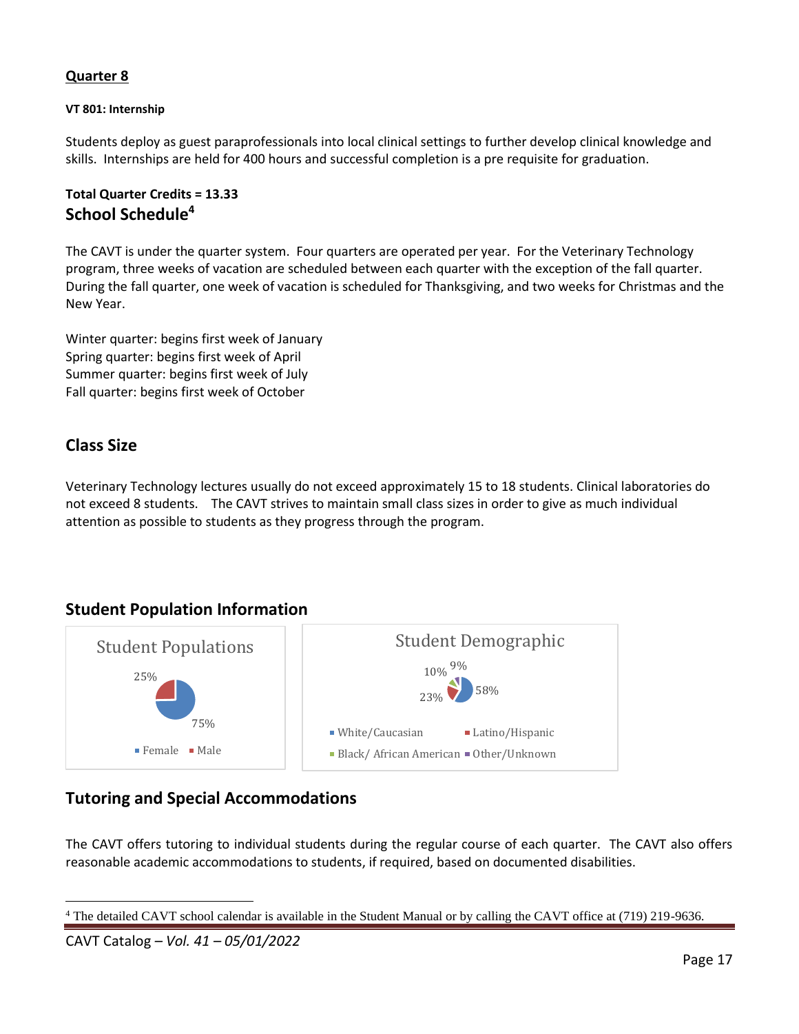## Quarter 8

**VT 801: Internship**

Students deploy as guest paraprofessionals into local clinical settings to further develop clinical knowledge and skills. Internships are held for 400 hours and successful completion is a pre requisite for graduation.

**Total Quarter Credits = 13.33**

## School Schedule[4]

The CAVT is under the quarter system. Four quarters are operated per year. For the Veterinary Technology program, three weeks of vacation are scheduled between each quarter with the exception of the fall quarter. During the fall quarter, one week of vacation is scheduled for Thanksgiving, and two weeks for Christmas and the New Year.

Winter quarter: begins first week of January
Spring quarter: begins first week of April
Summer quarter: begins first week of July
Fall quarter: begins first week of October

## Class Size

Veterinary Technology lectures usually do not exceed approximately 15 to 18 students. Clinical laboratories do not exceed 8 students. The CAVT strives to maintain small class sizes in order to give as much individual attention as possible to students as they progress through the program.

## Student Population Information

Student Populations

- Female: 75%
- Male: 25%

Student Demographic

- White/Caucasian: 58%
- Latino/Hispanic: 23%
- Black/ African American: 10%
- Other/Unknown: 9%

## Tutoring and Special Accommodations

The CAVT offers tutoring to individual students during the regular course of each quarter. The CAVT also offers reasonable academic accommodations to students, if required, based on documented disabilities.

[4] The detailed CAVT school calendar is available in the Student Manual or by calling the CAVT office at (719) 219-9636.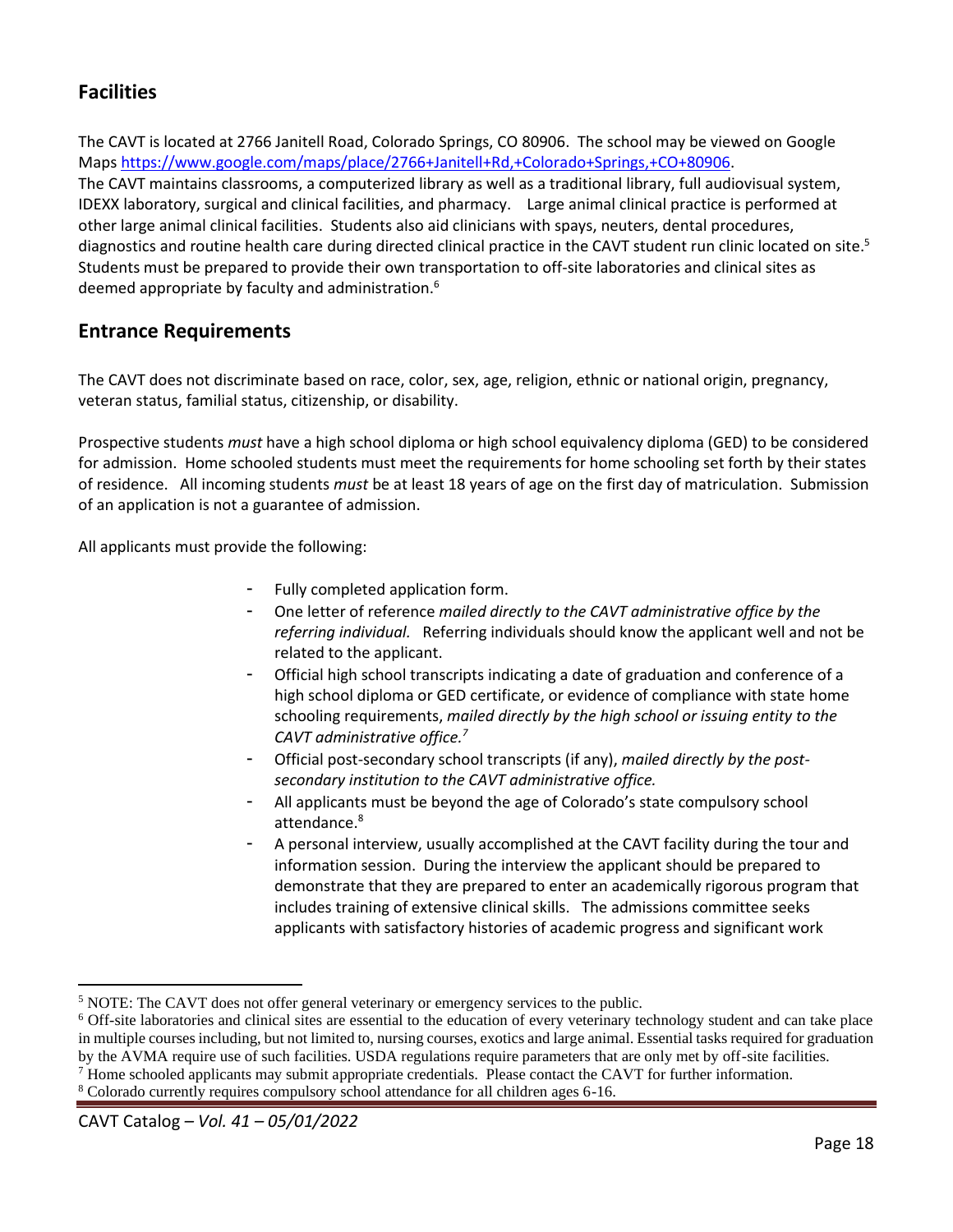## Facilities

The CAVT is located at 2766 Janitell Road, Colorado Springs, CO 80906. The school may be viewed on Google Maps [https://www.google.com/maps/place/2766+Janitell+Rd,+Colorado+Springs,+CO+80906](https://www.google.com/maps/place/2766+Janitell+Rd,+Colorado+Springs,+CO+80906).
The CAVT maintains classrooms, a computerized library as well as a traditional library, full audiovisual system, IDEXX laboratory, surgical and clinical facilities, and pharmacy. Large animal clinical practice is performed at other large animal clinical facilities. Students also aid clinicians with spays, neuters, dental procedures, diagnostics and routine health care during directed clinical practice in the CAVT student run clinic located on site.[5] Students must be prepared to provide their own transportation to off-site laboratories and clinical sites as deemed appropriate by faculty and administration.[6]

## Entrance Requirements

The CAVT does not discriminate based on race, color, sex, age, religion, ethnic or national origin, pregnancy, veteran status, familial status, citizenship, or disability.

Prospective students *must* have a high school diploma or high school equivalency diploma (GED) to be considered for admission. Home schooled students must meet the requirements for home schooling set forth by their states of residence. All incoming students *must* be at least 18 years of age on the first day of matriculation. Submission of an application is not a guarantee of admission.

All applicants must provide the following:

- Fully completed application form.
- One letter of reference *mailed directly to the CAVT administrative office by the referring individual.* Referring individuals should know the applicant well and not be related to the applicant.
- Official high school transcripts indicating a date of graduation and conference of a high school diploma or GED certificate, or evidence of compliance with state home schooling requirements, *mailed directly by the high school or issuing entity to the CAVT administrative office.*[7]
- Official post-secondary school transcripts (if any), *mailed directly by the post-secondary institution to the CAVT administrative office.*
- All applicants must be beyond the age of Colorado's state compulsory school attendance.[8]
- A personal interview, usually accomplished at the CAVT facility during the tour and information session. During the interview the applicant should be prepared to demonstrate that they are prepared to enter an academically rigorous program that includes training of extensive clinical skills. The admissions committee seeks applicants with satisfactory histories of academic progress and significant work

---

[5] NOTE: The CAVT does not offer general veterinary or emergency services to the public.

[6] Off-site laboratories and clinical sites are essential to the education of every veterinary technology student and can take place in multiple courses including, but not limited to, nursing courses, exotics and large animal. Essential tasks required for graduation by the AVMA require use of such facilities. USDA regulations require parameters that are only met by off-site facilities.

[7] Home schooled applicants may submit appropriate credentials. Please contact the CAVT for further information.

[8] Colorado currently requires compulsory school attendance for all children ages 6-16.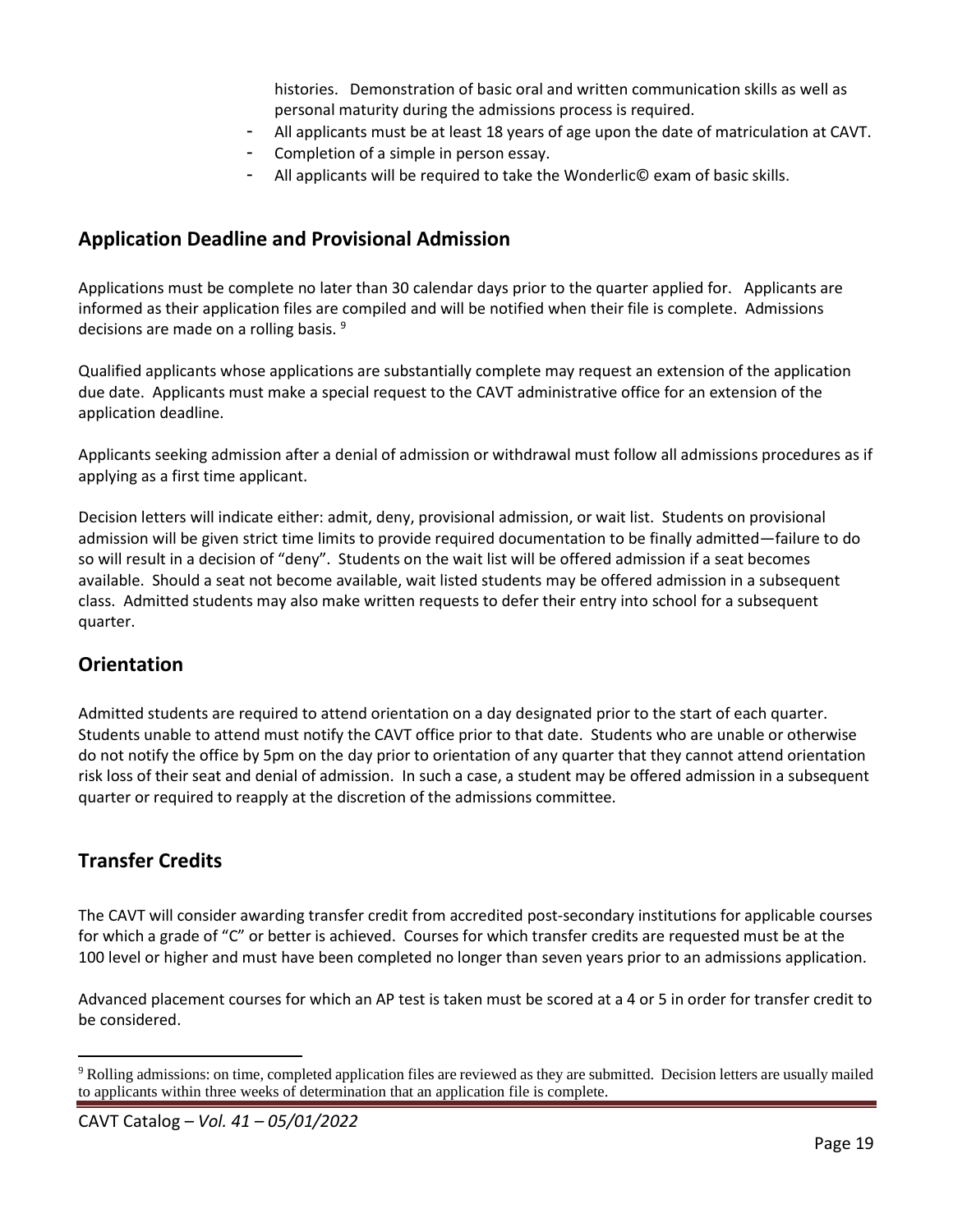histories. Demonstration of basic oral and written communication skills as well as personal maturity during the admissions process is required.

- All applicants must be at least 18 years of age upon the date of matriculation at CAVT.
- Completion of a simple in person essay.
- All applicants will be required to take the Wonderlic© exam of basic skills.

## Application Deadline and Provisional Admission

Applications must be complete no later than 30 calendar days prior to the quarter applied for. Applicants are informed as their application files are compiled and will be notified when their file is complete. Admissions decisions are made on a rolling basis. [9]

Qualified applicants whose applications are substantially complete may request an extension of the application due date. Applicants must make a special request to the CAVT administrative office for an extension of the application deadline.

Applicants seeking admission after a denial of admission or withdrawal must follow all admissions procedures as if applying as a first time applicant.

Decision letters will indicate either: admit, deny, provisional admission, or wait list. Students on provisional admission will be given strict time limits to provide required documentation to be finally admitted—failure to do so will result in a decision of "deny". Students on the wait list will be offered admission if a seat becomes available. Should a seat not become available, wait listed students may be offered admission in a subsequent class. Admitted students may also make written requests to defer their entry into school for a subsequent quarter.

## Orientation

Admitted students are required to attend orientation on a day designated prior to the start of each quarter. Students unable to attend must notify the CAVT office prior to that date. Students who are unable or otherwise do not notify the office by 5pm on the day prior to orientation of any quarter that they cannot attend orientation risk loss of their seat and denial of admission. In such a case, a student may be offered admission in a subsequent quarter or required to reapply at the discretion of the admissions committee.

## Transfer Credits

The CAVT will consider awarding transfer credit from accredited post-secondary institutions for applicable courses for which a grade of "C" or better is achieved. Courses for which transfer credits are requested must be at the 100 level or higher and must have been completed no longer than seven years prior to an admissions application.

Advanced placement courses for which an AP test is taken must be scored at a 4 or 5 in order for transfer credit to be considered.

---

[9] Rolling admissions: on time, completed application files are reviewed as they are submitted. Decision letters are usually mailed to applicants within three weeks of determination that an application file is complete.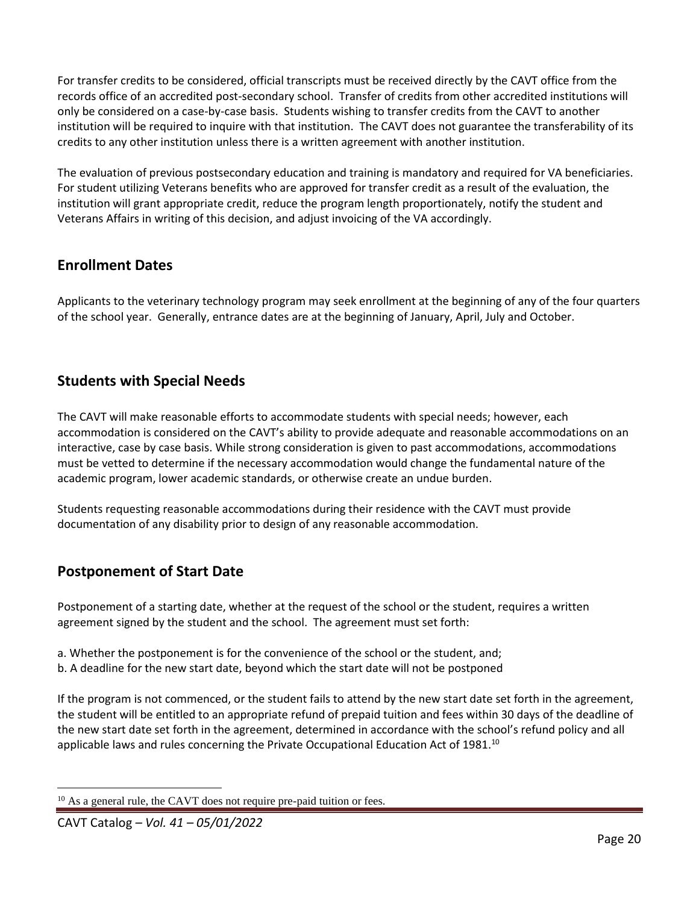For transfer credits to be considered, official transcripts must be received directly by the CAVT office from the records office of an accredited post-secondary school. Transfer of credits from other accredited institutions will only be considered on a case-by-case basis. Students wishing to transfer credits from the CAVT to another institution will be required to inquire with that institution. The CAVT does not guarantee the transferability of its credits to any other institution unless there is a written agreement with another institution.

The evaluation of previous postsecondary education and training is mandatory and required for VA beneficiaries. For student utilizing Veterans benefits who are approved for transfer credit as a result of the evaluation, the institution will grant appropriate credit, reduce the program length proportionately, notify the student and Veterans Affairs in writing of this decision, and adjust invoicing of the VA accordingly.

## Enrollment Dates

Applicants to the veterinary technology program may seek enrollment at the beginning of any of the four quarters of the school year. Generally, entrance dates are at the beginning of January, April, July and October.

## Students with Special Needs

The CAVT will make reasonable efforts to accommodate students with special needs; however, each accommodation is considered on the CAVT's ability to provide adequate and reasonable accommodations on an interactive, case by case basis. While strong consideration is given to past accommodations, accommodations must be vetted to determine if the necessary accommodation would change the fundamental nature of the academic program, lower academic standards, or otherwise create an undue burden.

Students requesting reasonable accommodations during their residence with the CAVT must provide documentation of any disability prior to design of any reasonable accommodation.

## Postponement of Start Date

Postponement of a starting date, whether at the request of the school or the student, requires a written agreement signed by the student and the school. The agreement must set forth:

a. Whether the postponement is for the convenience of the school or the student, and;
b. A deadline for the new start date, beyond which the start date will not be postponed

If the program is not commenced, or the student fails to attend by the new start date set forth in the agreement, the student will be entitled to an appropriate refund of prepaid tuition and fees within 30 days of the deadline of the new start date set forth in the agreement, determined in accordance with the school's refund policy and all applicable laws and rules concerning the Private Occupational Education Act of 1981.[10]

[10] As a general rule, the CAVT does not require pre-paid tuition or fees.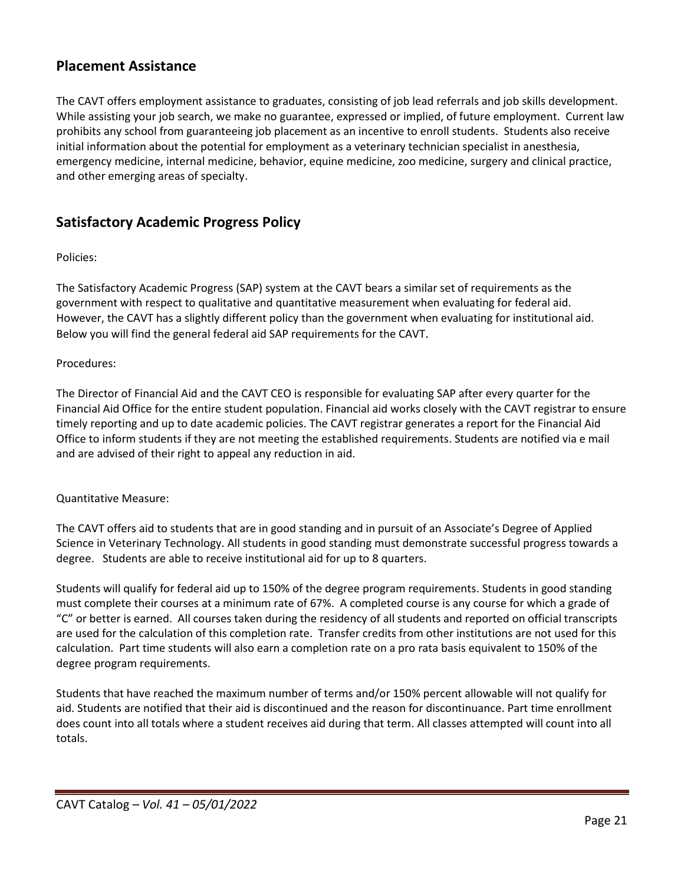## Placement Assistance

The CAVT offers employment assistance to graduates, consisting of job lead referrals and job skills development. While assisting your job search, we make no guarantee, expressed or implied, of future employment. Current law prohibits any school from guaranteeing job placement as an incentive to enroll students. Students also receive initial information about the potential for employment as a veterinary technician specialist in anesthesia, emergency medicine, internal medicine, behavior, equine medicine, zoo medicine, surgery and clinical practice, and other emerging areas of specialty.

## Satisfactory Academic Progress Policy

Policies:

The Satisfactory Academic Progress (SAP) system at the CAVT bears a similar set of requirements as the government with respect to qualitative and quantitative measurement when evaluating for federal aid. However, the CAVT has a slightly different policy than the government when evaluating for institutional aid. Below you will find the general federal aid SAP requirements for the CAVT.

Procedures:

The Director of Financial Aid and the CAVT CEO is responsible for evaluating SAP after every quarter for the Financial Aid Office for the entire student population. Financial aid works closely with the CAVT registrar to ensure timely reporting and up to date academic policies. The CAVT registrar generates a report for the Financial Aid Office to inform students if they are not meeting the established requirements. Students are notified via e mail and are advised of their right to appeal any reduction in aid.

Quantitative Measure:

The CAVT offers aid to students that are in good standing and in pursuit of an Associate's Degree of Applied Science in Veterinary Technology. All students in good standing must demonstrate successful progress towards a degree. Students are able to receive institutional aid for up to 8 quarters.

Students will qualify for federal aid up to 150% of the degree program requirements. Students in good standing must complete their courses at a minimum rate of 67%. A completed course is any course for which a grade of "C" or better is earned. All courses taken during the residency of all students and reported on official transcripts are used for the calculation of this completion rate. Transfer credits from other institutions are not used for this calculation. Part time students will also earn a completion rate on a pro rata basis equivalent to 150% of the degree program requirements.

Students that have reached the maximum number of terms and/or 150% percent allowable will not qualify for aid. Students are notified that their aid is discontinued and the reason for discontinuance. Part time enrollment does count into all totals where a student receives aid during that term. All classes attempted will count into all totals.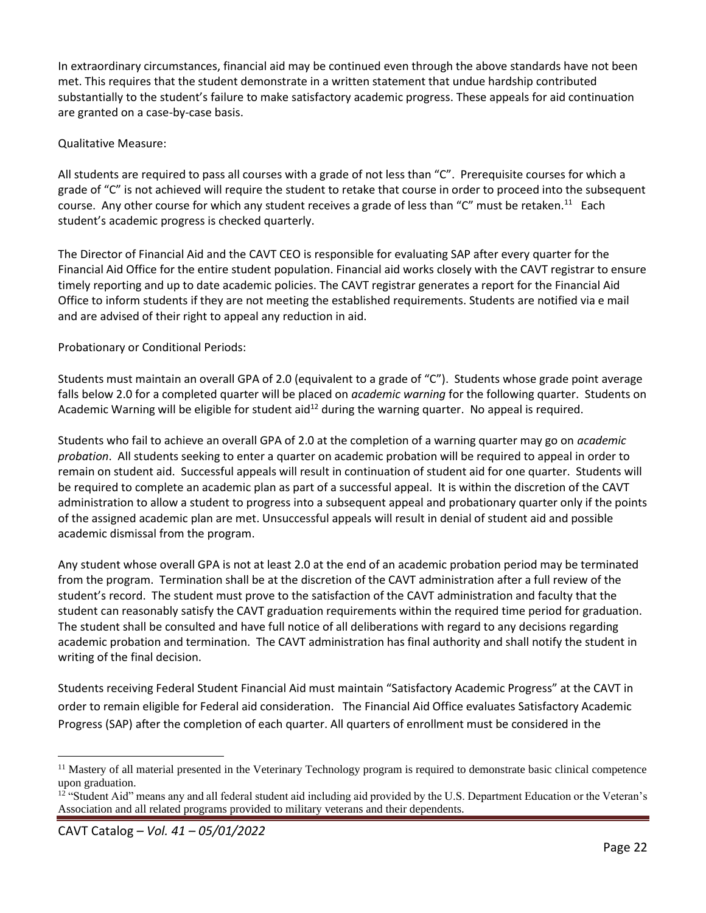In extraordinary circumstances, financial aid may be continued even through the above standards have not been met. This requires that the student demonstrate in a written statement that undue hardship contributed substantially to the student's failure to make satisfactory academic progress. These appeals for aid continuation are granted on a case-by-case basis.

Qualitative Measure:

All students are required to pass all courses with a grade of not less than "C". Prerequisite courses for which a grade of "C" is not achieved will require the student to retake that course in order to proceed into the subsequent course. Any other course for which any student receives a grade of less than "C" must be retaken.[11] Each student's academic progress is checked quarterly.

The Director of Financial Aid and the CAVT CEO is responsible for evaluating SAP after every quarter for the Financial Aid Office for the entire student population. Financial aid works closely with the CAVT registrar to ensure timely reporting and up to date academic policies. The CAVT registrar generates a report for the Financial Aid Office to inform students if they are not meeting the established requirements. Students are notified via e mail and are advised of their right to appeal any reduction in aid.

Probationary or Conditional Periods:

Students must maintain an overall GPA of 2.0 (equivalent to a grade of "C"). Students whose grade point average falls below 2.0 for a completed quarter will be placed on *academic warning* for the following quarter. Students on Academic Warning will be eligible for student aid[12] during the warning quarter. No appeal is required.

Students who fail to achieve an overall GPA of 2.0 at the completion of a warning quarter may go on *academic probation*. All students seeking to enter a quarter on academic probation will be required to appeal in order to remain on student aid. Successful appeals will result in continuation of student aid for one quarter. Students will be required to complete an academic plan as part of a successful appeal. It is within the discretion of the CAVT administration to allow a student to progress into a subsequent appeal and probationary quarter only if the points of the assigned academic plan are met. Unsuccessful appeals will result in denial of student aid and possible academic dismissal from the program.

Any student whose overall GPA is not at least 2.0 at the end of an academic probation period may be terminated from the program. Termination shall be at the discretion of the CAVT administration after a full review of the student's record. The student must prove to the satisfaction of the CAVT administration and faculty that the student can reasonably satisfy the CAVT graduation requirements within the required time period for graduation. The student shall be consulted and have full notice of all deliberations with regard to any decisions regarding academic probation and termination. The CAVT administration has final authority and shall notify the student in writing of the final decision.

Students receiving Federal Student Financial Aid must maintain "Satisfactory Academic Progress" at the CAVT in order to remain eligible for Federal aid consideration. The Financial Aid Office evaluates Satisfactory Academic Progress (SAP) after the completion of each quarter. All quarters of enrollment must be considered in the

---

[11] Mastery of all material presented in the Veterinary Technology program is required to demonstrate basic clinical competence upon graduation.

[12] "Student Aid" means any and all federal student aid including aid provided by the U.S. Department Education or the Veteran's Association and all related programs provided to military veterans and their dependents.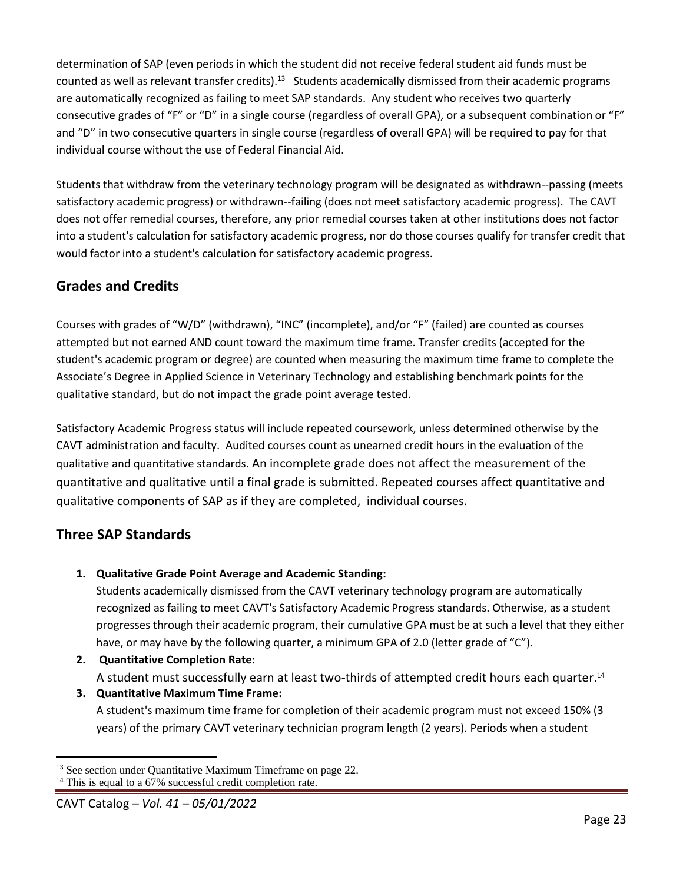determination of SAP (even periods in which the student did not receive federal student aid funds must be counted as well as relevant transfer credits).[13] Students academically dismissed from their academic programs are automatically recognized as failing to meet SAP standards. Any student who receives two quarterly consecutive grades of "F" or "D" in a single course (regardless of overall GPA), or a subsequent combination or "F" and "D" in two consecutive quarters in single course (regardless of overall GPA) will be required to pay for that individual course without the use of Federal Financial Aid.

Students that withdraw from the veterinary technology program will be designated as withdrawn--passing (meets satisfactory academic progress) or withdrawn--failing (does not meet satisfactory academic progress). The CAVT does not offer remedial courses, therefore, any prior remedial courses taken at other institutions does not factor into a student's calculation for satisfactory academic progress, nor do those courses qualify for transfer credit that would factor into a student's calculation for satisfactory academic progress.

## Grades and Credits

Courses with grades of "W/D" (withdrawn), "INC" (incomplete), and/or "F" (failed) are counted as courses attempted but not earned AND count toward the maximum time frame. Transfer credits (accepted for the student's academic program or degree) are counted when measuring the maximum time frame to complete the Associate's Degree in Applied Science in Veterinary Technology and establishing benchmark points for the qualitative standard, but do not impact the grade point average tested.

Satisfactory Academic Progress status will include repeated coursework, unless determined otherwise by the CAVT administration and faculty. Audited courses count as unearned credit hours in the evaluation of the qualitative and quantitative standards. An incomplete grade does not affect the measurement of the quantitative and qualitative until a final grade is submitted. Repeated courses affect quantitative and qualitative components of SAP as if they are completed, individual courses.

## Three SAP Standards

1. **Qualitative Grade Point Average and Academic Standing:**
   Students academically dismissed from the CAVT veterinary technology program are automatically recognized as failing to meet CAVT's Satisfactory Academic Progress standards. Otherwise, as a student progresses through their academic program, their cumulative GPA must be at such a level that they either have, or may have by the following quarter, a minimum GPA of 2.0 (letter grade of "C").
2. **Quantitative Completion Rate:**
   A student must successfully earn at least two-thirds of attempted credit hours each quarter.[14]
3. **Quantitative Maximum Time Frame:**
   A student's maximum time frame for completion of their academic program must not exceed 150% (3 years) of the primary CAVT veterinary technician program length (2 years). Periods when a student

[13] See section under Quantitative Maximum Timeframe on page 22.

[14] This is equal to a 67% successful credit completion rate.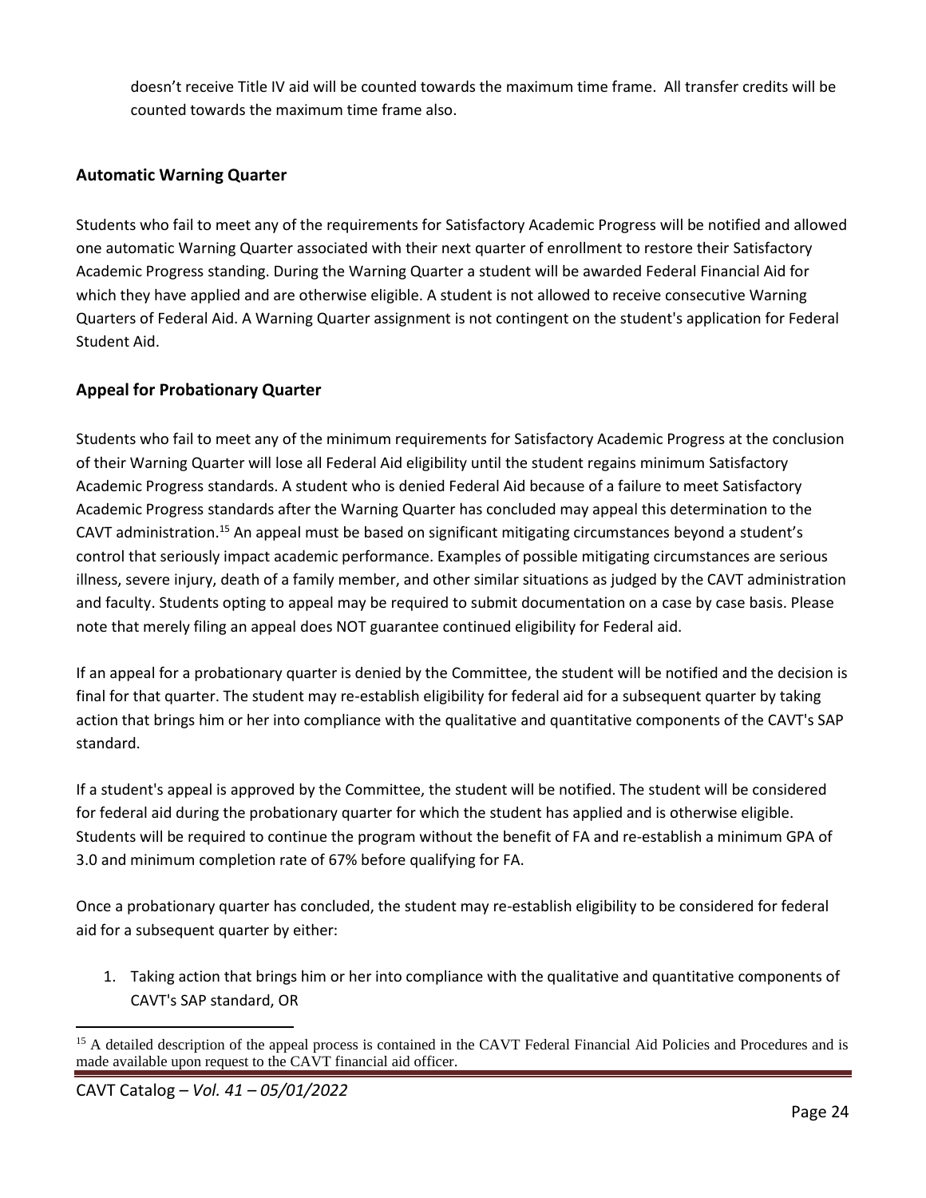doesn't receive Title IV aid will be counted towards the maximum time frame. All transfer credits will be counted towards the maximum time frame also.

### Automatic Warning Quarter

Students who fail to meet any of the requirements for Satisfactory Academic Progress will be notified and allowed one automatic Warning Quarter associated with their next quarter of enrollment to restore their Satisfactory Academic Progress standing. During the Warning Quarter a student will be awarded Federal Financial Aid for which they have applied and are otherwise eligible. A student is not allowed to receive consecutive Warning Quarters of Federal Aid. A Warning Quarter assignment is not contingent on the student's application for Federal Student Aid.

### Appeal for Probationary Quarter

Students who fail to meet any of the minimum requirements for Satisfactory Academic Progress at the conclusion of their Warning Quarter will lose all Federal Aid eligibility until the student regains minimum Satisfactory Academic Progress standards. A student who is denied Federal Aid because of a failure to meet Satisfactory Academic Progress standards after the Warning Quarter has concluded may appeal this determination to the CAVT administration.[15] An appeal must be based on significant mitigating circumstances beyond a student's control that seriously impact academic performance. Examples of possible mitigating circumstances are serious illness, severe injury, death of a family member, and other similar situations as judged by the CAVT administration and faculty. Students opting to appeal may be required to submit documentation on a case by case basis. Please note that merely filing an appeal does NOT guarantee continued eligibility for Federal aid.

If an appeal for a probationary quarter is denied by the Committee, the student will be notified and the decision is final for that quarter. The student may re-establish eligibility for federal aid for a subsequent quarter by taking action that brings him or her into compliance with the qualitative and quantitative components of the CAVT's SAP standard.

If a student's appeal is approved by the Committee, the student will be notified. The student will be considered for federal aid during the probationary quarter for which the student has applied and is otherwise eligible. Students will be required to continue the program without the benefit of FA and re-establish a minimum GPA of 3.0 and minimum completion rate of 67% before qualifying for FA.

Once a probationary quarter has concluded, the student may re-establish eligibility to be considered for federal aid for a subsequent quarter by either:

1. Taking action that brings him or her into compliance with the qualitative and quantitative components of CAVT's SAP standard, OR

[15] A detailed description of the appeal process is contained in the CAVT Federal Financial Aid Policies and Procedures and is made available upon request to the CAVT financial aid officer.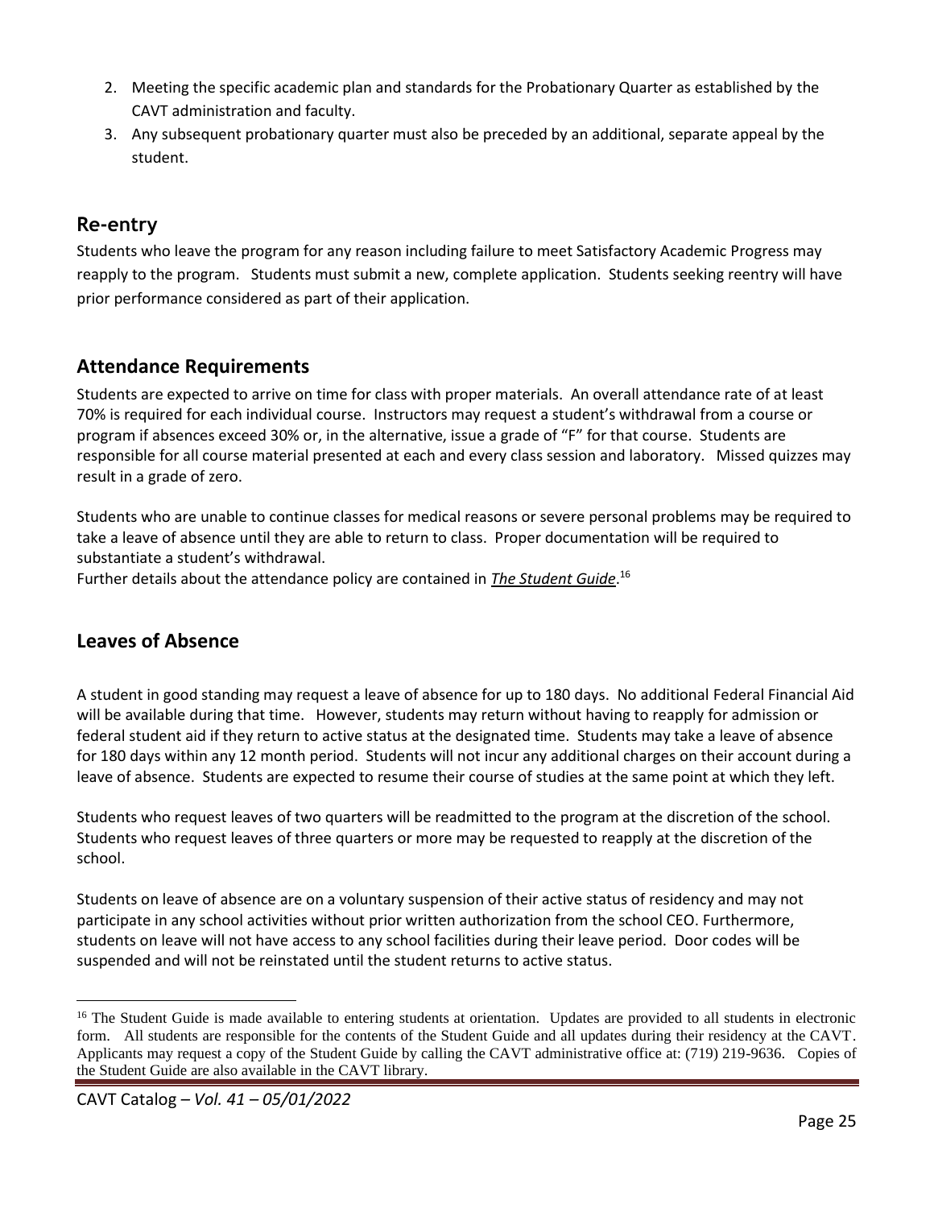2. Meeting the specific academic plan and standards for the Probationary Quarter as established by the CAVT administration and faculty.
3. Any subsequent probationary quarter must also be preceded by an additional, separate appeal by the student.

## Re-entry

Students who leave the program for any reason including failure to meet Satisfactory Academic Progress may reapply to the program. Students must submit a new, complete application. Students seeking reentry will have prior performance considered as part of their application.

## Attendance Requirements

Students are expected to arrive on time for class with proper materials. An overall attendance rate of at least 70% is required for each individual course. Instructors may request a student's withdrawal from a course or program if absences exceed 30% or, in the alternative, issue a grade of "F" for that course. Students are responsible for all course material presented at each and every class session and laboratory. Missed quizzes may result in a grade of zero.

Students who are unable to continue classes for medical reasons or severe personal problems may be required to take a leave of absence until they are able to return to class. Proper documentation will be required to substantiate a student's withdrawal.

Further details about the attendance policy are contained in ***The Student Guide***.[16]

## Leaves of Absence

A student in good standing may request a leave of absence for up to 180 days. No additional Federal Financial Aid will be available during that time. However, students may return without having to reapply for admission or federal student aid if they return to active status at the designated time. Students may take a leave of absence for 180 days within any 12 month period. Students will not incur any additional charges on their account during a leave of absence. Students are expected to resume their course of studies at the same point at which they left.

Students who request leaves of two quarters will be readmitted to the program at the discretion of the school. Students who request leaves of three quarters or more may be requested to reapply at the discretion of the school.

Students on leave of absence are on a voluntary suspension of their active status of residency and may not participate in any school activities without prior written authorization from the school CEO. Furthermore, students on leave will not have access to any school facilities during their leave period. Door codes will be suspended and will not be reinstated until the student returns to active status.

---

[16] The Student Guide is made available to entering students at orientation. Updates are provided to all students in electronic form. All students are responsible for the contents of the Student Guide and all updates during their residency at the CAVT. Applicants may request a copy of the Student Guide by calling the CAVT administrative office at: (719) 219-9636. Copies of the Student Guide are also available in the CAVT library.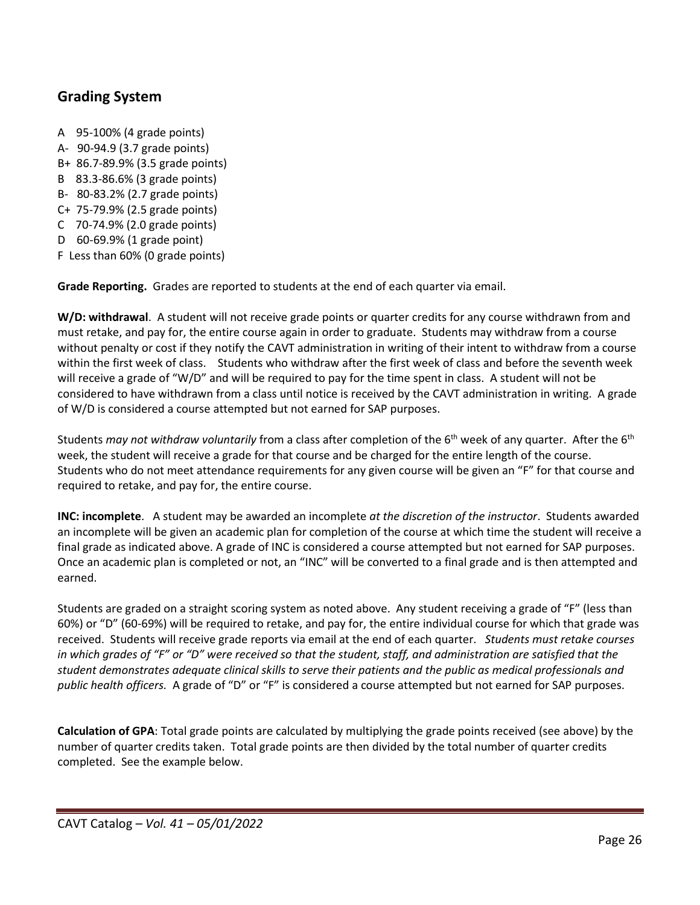## Grading System

A 95-100% (4 grade points)
A- 90-94.9 (3.7 grade points)
B+ 86.7-89.9% (3.5 grade points)
B 83.3-86.6% (3 grade points)
B- 80-83.2% (2.7 grade points)
C+ 75-79.9% (2.5 grade points)
C 70-74.9% (2.0 grade points)
D 60-69.9% (1 grade point)
F Less than 60% (0 grade points)

**Grade Reporting.** Grades are reported to students at the end of each quarter via email.

**W/D: withdrawal**. A student will not receive grade points or quarter credits for any course withdrawn from and must retake, and pay for, the entire course again in order to graduate. Students may withdraw from a course without penalty or cost if they notify the CAVT administration in writing of their intent to withdraw from a course within the first week of class. Students who withdraw after the first week of class and before the seventh week will receive a grade of "W/D" and will be required to pay for the time spent in class. A student will not be considered to have withdrawn from a class until notice is received by the CAVT administration in writing. A grade of W/D is considered a course attempted but not earned for SAP purposes.

Students *may not withdraw voluntarily* from a class after completion of the 6th week of any quarter. After the 6th week, the student will receive a grade for that course and be charged for the entire length of the course. Students who do not meet attendance requirements for any given course will be given an "F" for that course and required to retake, and pay for, the entire course.

**INC: incomplete**. A student may be awarded an incomplete *at the discretion of the instructor*. Students awarded an incomplete will be given an academic plan for completion of the course at which time the student will receive a final grade as indicated above. A grade of INC is considered a course attempted but not earned for SAP purposes. Once an academic plan is completed or not, an "INC" will be converted to a final grade and is then attempted and earned.

Students are graded on a straight scoring system as noted above. Any student receiving a grade of "F" (less than 60%) or "D" (60-69%) will be required to retake, and pay for, the entire individual course for which that grade was received. Students will receive grade reports via email at the end of each quarter. *Students must retake courses in which grades of "F" or "D" were received so that the student, staff, and administration are satisfied that the student demonstrates adequate clinical skills to serve their patients and the public as medical professionals and public health officers.* A grade of "D" or "F" is considered a course attempted but not earned for SAP purposes.

**Calculation of GPA**: Total grade points are calculated by multiplying the grade points received (see above) by the number of quarter credits taken. Total grade points are then divided by the total number of quarter credits completed. See the example below.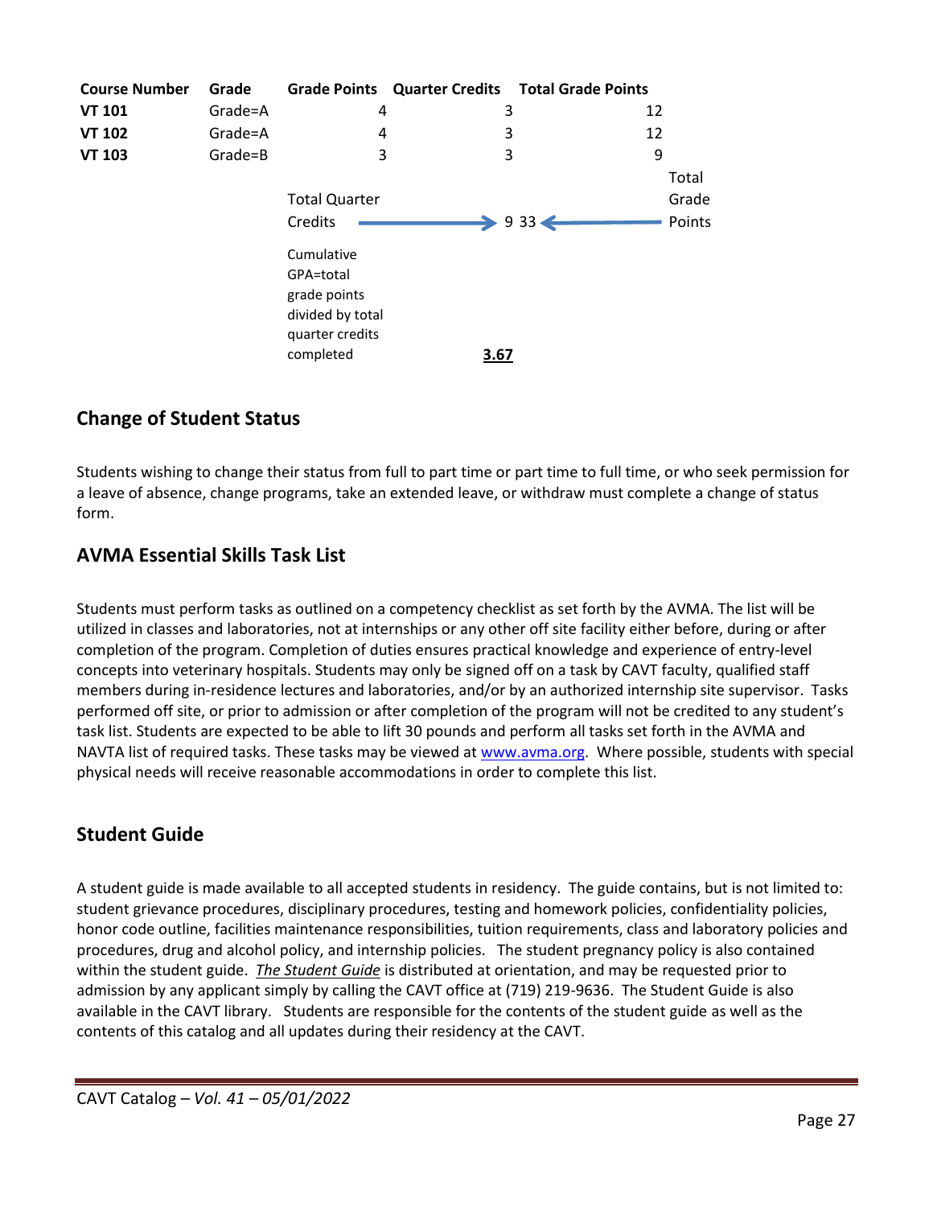| Course Number | Grade | Grade Points | Quarter Credits | Total Grade Points |
|---|---|---|---|---|
| **VT 101** | Grade=A | 4 | 3 | 12 |
| **VT 102** | Grade=A | 4 | 3 | 12 |
| **VT 103** | Grade=B | 3 | 3 | 9 |
| | | Total Quarter Credits → | 9 | 33 ← Total Grade Points |
| | | Cumulative GPA=total grade points divided by total quarter credits completed | **3.67** | |

## Change of Student Status

Students wishing to change their status from full to part time or part time to full time, or who seek permission for a leave of absence, change programs, take an extended leave, or withdraw must complete a change of status form.

## AVMA Essential Skills Task List

Students must perform tasks as outlined on a competency checklist as set forth by the AVMA. The list will be utilized in classes and laboratories, not at internships or any other off site facility either before, during or after completion of the program. Completion of duties ensures practical knowledge and experience of entry-level concepts into veterinary hospitals. Students may only be signed off on a task by CAVT faculty, qualified staff members during in-residence lectures and laboratories, and/or by an authorized internship site supervisor. Tasks performed off site, or prior to admission or after completion of the program will not be credited to any student's task list. Students are expected to be able to lift 30 pounds and perform all tasks set forth in the AVMA and NAVTA list of required tasks. These tasks may be viewed at www.avma.org. Where possible, students with special physical needs will receive reasonable accommodations in order to complete this list.

## Student Guide

A student guide is made available to all accepted students in residency. The guide contains, but is not limited to: student grievance procedures, disciplinary procedures, testing and homework policies, confidentiality policies, honor code outline, facilities maintenance responsibilities, tuition requirements, class and laboratory policies and procedures, drug and alcohol policy, and internship policies. The student pregnancy policy is also contained within the student guide. ***The Student Guide*** is distributed at orientation, and may be requested prior to admission by any applicant simply by calling the CAVT office at (719) 219-9636. The Student Guide is also available in the CAVT library. Students are responsible for the contents of the student guide as well as the contents of this catalog and all updates during their residency at the CAVT.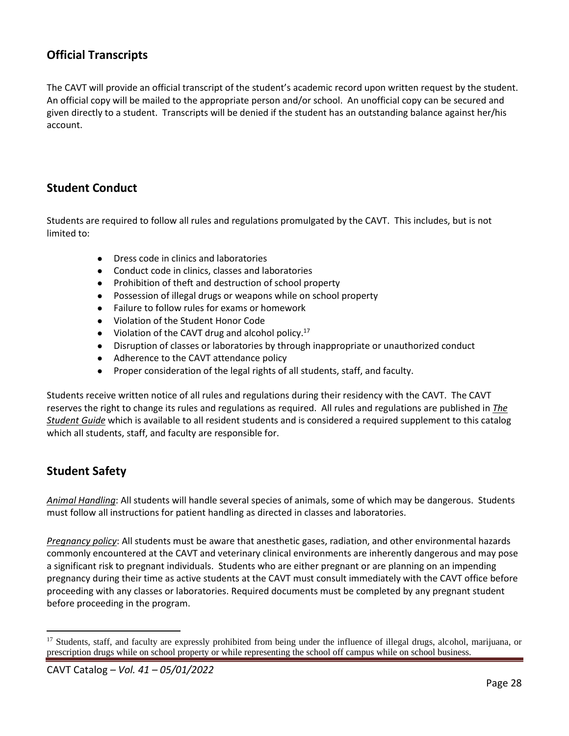## Official Transcripts

The CAVT will provide an official transcript of the student's academic record upon written request by the student. An official copy will be mailed to the appropriate person and/or school. An unofficial copy can be secured and given directly to a student. Transcripts will be denied if the student has an outstanding balance against her/his account.

## Student Conduct

Students are required to follow all rules and regulations promulgated by the CAVT. This includes, but is not limited to:

- Dress code in clinics and laboratories
- Conduct code in clinics, classes and laboratories
- Prohibition of theft and destruction of school property
- Possession of illegal drugs or weapons while on school property
- Failure to follow rules for exams or homework
- Violation of the Student Honor Code
- Violation of the CAVT drug and alcohol policy.[17]
- Disruption of classes or laboratories by through inappropriate or unauthorized conduct
- Adherence to the CAVT attendance policy
- Proper consideration of the legal rights of all students, staff, and faculty.

Students receive written notice of all rules and regulations during their residency with the CAVT. The CAVT reserves the right to change its rules and regulations as required. All rules and regulations are published in ***The Student Guide*** which is available to all resident students and is considered a required supplement to this catalog which all students, staff, and faculty are responsible for.

## Student Safety

*Animal Handling*: All students will handle several species of animals, some of which may be dangerous. Students must follow all instructions for patient handling as directed in classes and laboratories.

*Pregnancy policy*: All students must be aware that anesthetic gases, radiation, and other environmental hazards commonly encountered at the CAVT and veterinary clinical environments are inherently dangerous and may pose a significant risk to pregnant individuals. Students who are either pregnant or are planning on an impending pregnancy during their time as active students at the CAVT must consult immediately with the CAVT office before proceeding with any classes or laboratories. Required documents must be completed by any pregnant student before proceeding in the program.

---

[17] Students, staff, and faculty are expressly prohibited from being under the influence of illegal drugs, alcohol, marijuana, or prescription drugs while on school property or while representing the school off campus while on school business.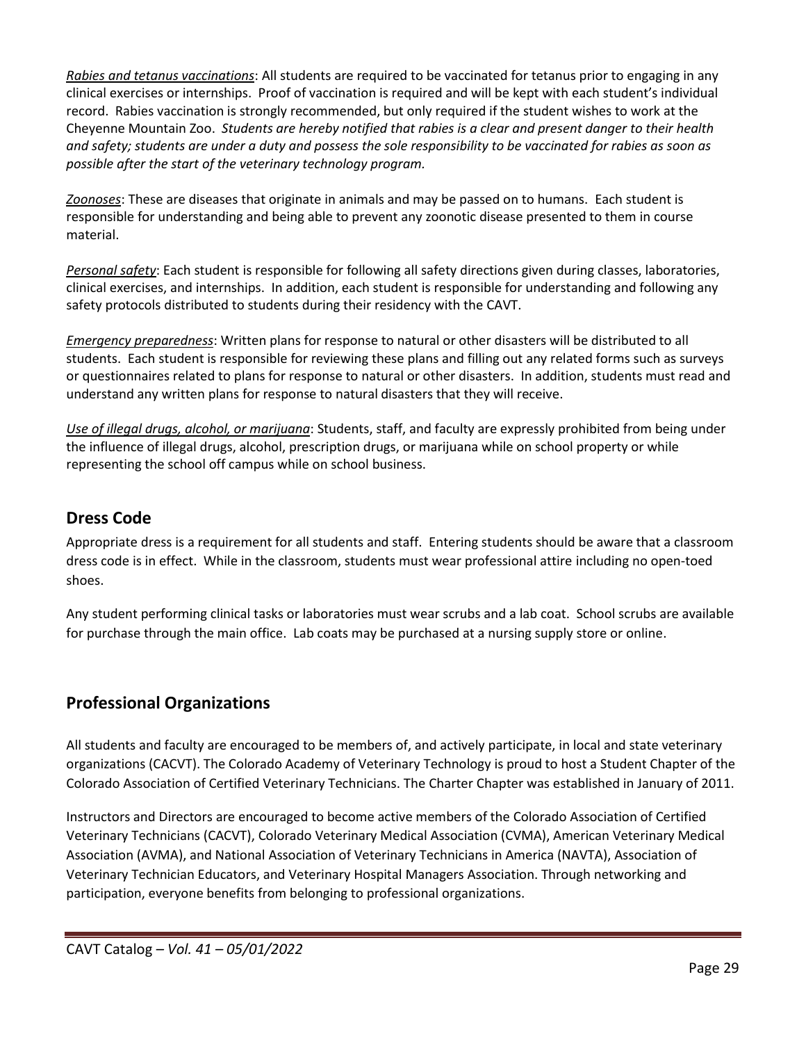*Rabies and tetanus vaccinations*: All students are required to be vaccinated for tetanus prior to engaging in any clinical exercises or internships. Proof of vaccination is required and will be kept with each student's individual record. Rabies vaccination is strongly recommended, but only required if the student wishes to work at the Cheyenne Mountain Zoo. *Students are hereby notified that rabies is a clear and present danger to their health and safety; students are under a duty and possess the sole responsibility to be vaccinated for rabies as soon as possible after the start of the veterinary technology program.*

*Zoonoses*: These are diseases that originate in animals and may be passed on to humans. Each student is responsible for understanding and being able to prevent any zoonotic disease presented to them in course material.

*Personal safety*: Each student is responsible for following all safety directions given during classes, laboratories, clinical exercises, and internships. In addition, each student is responsible for understanding and following any safety protocols distributed to students during their residency with the CAVT.

*Emergency preparedness*: Written plans for response to natural or other disasters will be distributed to all students. Each student is responsible for reviewing these plans and filling out any related forms such as surveys or questionnaires related to plans for response to natural or other disasters. In addition, students must read and understand any written plans for response to natural disasters that they will receive.

*Use of illegal drugs, alcohol, or marijuana*: Students, staff, and faculty are expressly prohibited from being under the influence of illegal drugs, alcohol, prescription drugs, or marijuana while on school property or while representing the school off campus while on school business.

## Dress Code

Appropriate dress is a requirement for all students and staff. Entering students should be aware that a classroom dress code is in effect. While in the classroom, students must wear professional attire including no open-toed shoes.

Any student performing clinical tasks or laboratories must wear scrubs and a lab coat. School scrubs are available for purchase through the main office. Lab coats may be purchased at a nursing supply store or online.

## Professional Organizations

All students and faculty are encouraged to be members of, and actively participate, in local and state veterinary organizations (CACVT). The Colorado Academy of Veterinary Technology is proud to host a Student Chapter of the Colorado Association of Certified Veterinary Technicians. The Charter Chapter was established in January of 2011.

Instructors and Directors are encouraged to become active members of the Colorado Association of Certified Veterinary Technicians (CACVT), Colorado Veterinary Medical Association (CVMA), American Veterinary Medical Association (AVMA), and National Association of Veterinary Technicians in America (NAVTA), Association of Veterinary Technician Educators, and Veterinary Hospital Managers Association. Through networking and participation, everyone benefits from belonging to professional organizations.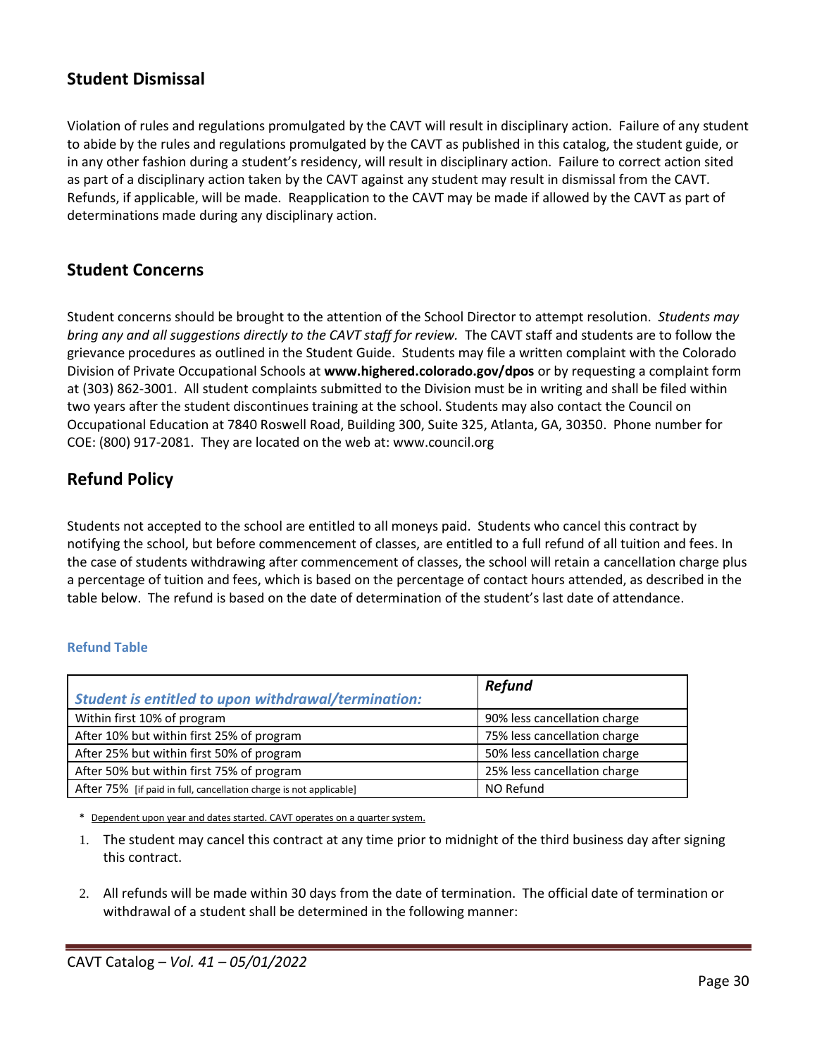## Student Dismissal

Violation of rules and regulations promulgated by the CAVT will result in disciplinary action. Failure of any student to abide by the rules and regulations promulgated by the CAVT as published in this catalog, the student guide, or in any other fashion during a student's residency, will result in disciplinary action. Failure to correct action sited as part of a disciplinary action taken by the CAVT against any student may result in dismissal from the CAVT. Refunds, if applicable, will be made. Reapplication to the CAVT may be made if allowed by the CAVT as part of determinations made during any disciplinary action.

## Student Concerns

Student concerns should be brought to the attention of the School Director to attempt resolution. *Students may bring any and all suggestions directly to the CAVT staff for review.* The CAVT staff and students are to follow the grievance procedures as outlined in the Student Guide. Students may file a written complaint with the Colorado Division of Private Occupational Schools at **www.highered.colorado.gov/dpos** or by requesting a complaint form at (303) 862-3001. All student complaints submitted to the Division must be in writing and shall be filed within two years after the student discontinues training at the school. Students may also contact the Council on Occupational Education at 7840 Roswell Road, Building 300, Suite 325, Atlanta, GA, 30350. Phone number for COE: (800) 917-2081. They are located on the web at: www.council.org

## Refund Policy

Students not accepted to the school are entitled to all moneys paid. Students who cancel this contract by notifying the school, but before commencement of classes, are entitled to a full refund of all tuition and fees. In the case of students withdrawing after commencement of classes, the school will retain a cancellation charge plus a percentage of tuition and fees, which is based on the percentage of contact hours attended, as described in the table below. The refund is based on the date of determination of the student's last date of attendance.

### Refund Table

| *Student is entitled to upon withdrawal/termination:* | *Refund* |
|---|---|
| Within first 10% of program | 90% less cancellation charge |
| After 10% but within first 25% of program | 75% less cancellation charge |
| After 25% but within first 50% of program | 50% less cancellation charge |
| After 50% but within first 75% of program | 25% less cancellation charge |
| After 75% [if paid in full, cancellation charge is not applicable] | NO Refund |

\* Dependent upon year and dates started. CAVT operates on a quarter system.

1. The student may cancel this contract at any time prior to midnight of the third business day after signing this contract.

2. All refunds will be made within 30 days from the date of termination. The official date of termination or withdrawal of a student shall be determined in the following manner: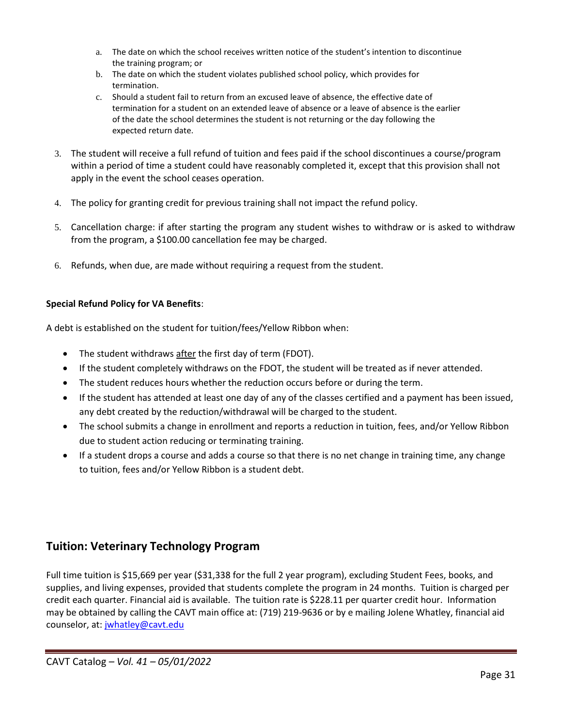a. The date on which the school receives written notice of the student's intention to discontinue the training program; or
b. The date on which the student violates published school policy, which provides for termination.
c. Should a student fail to return from an excused leave of absence, the effective date of termination for a student on an extended leave of absence or a leave of absence is the earlier of the date the school determines the student is not returning or the day following the expected return date.

3. The student will receive a full refund of tuition and fees paid if the school discontinues a course/program within a period of time a student could have reasonably completed it, except that this provision shall not apply in the event the school ceases operation.

4. The policy for granting credit for previous training shall not impact the refund policy.

5. Cancellation charge: if after starting the program any student wishes to withdraw or is asked to withdraw from the program, a $100.00 cancellation fee may be charged.

6. Refunds, when due, are made without requiring a request from the student.

**Special Refund Policy for VA Benefits**:

A debt is established on the student for tuition/fees/Yellow Ribbon when:

- The student withdraws after the first day of term (FDOT).
- If the student completely withdraws on the FDOT, the student will be treated as if never attended.
- The student reduces hours whether the reduction occurs before or during the term.
- If the student has attended at least one day of any of the classes certified and a payment has been issued, any debt created by the reduction/withdrawal will be charged to the student.
- The school submits a change in enrollment and reports a reduction in tuition, fees, and/or Yellow Ribbon due to student action reducing or terminating training.
- If a student drops a course and adds a course so that there is no net change in training time, any change to tuition, fees and/or Yellow Ribbon is a student debt.

## Tuition: Veterinary Technology Program

Full time tuition is $15,669 per year ($31,338 for the full 2 year program), excluding Student Fees, books, and supplies, and living expenses, provided that students complete the program in 24 months. Tuition is charged per credit each quarter. Financial aid is available. The tuition rate is $228.11 per quarter credit hour. Information may be obtained by calling the CAVT main office at: (719) 219-9636 or by e mailing Jolene Whatley, financial aid counselor, at: jwhatley@cavt.edu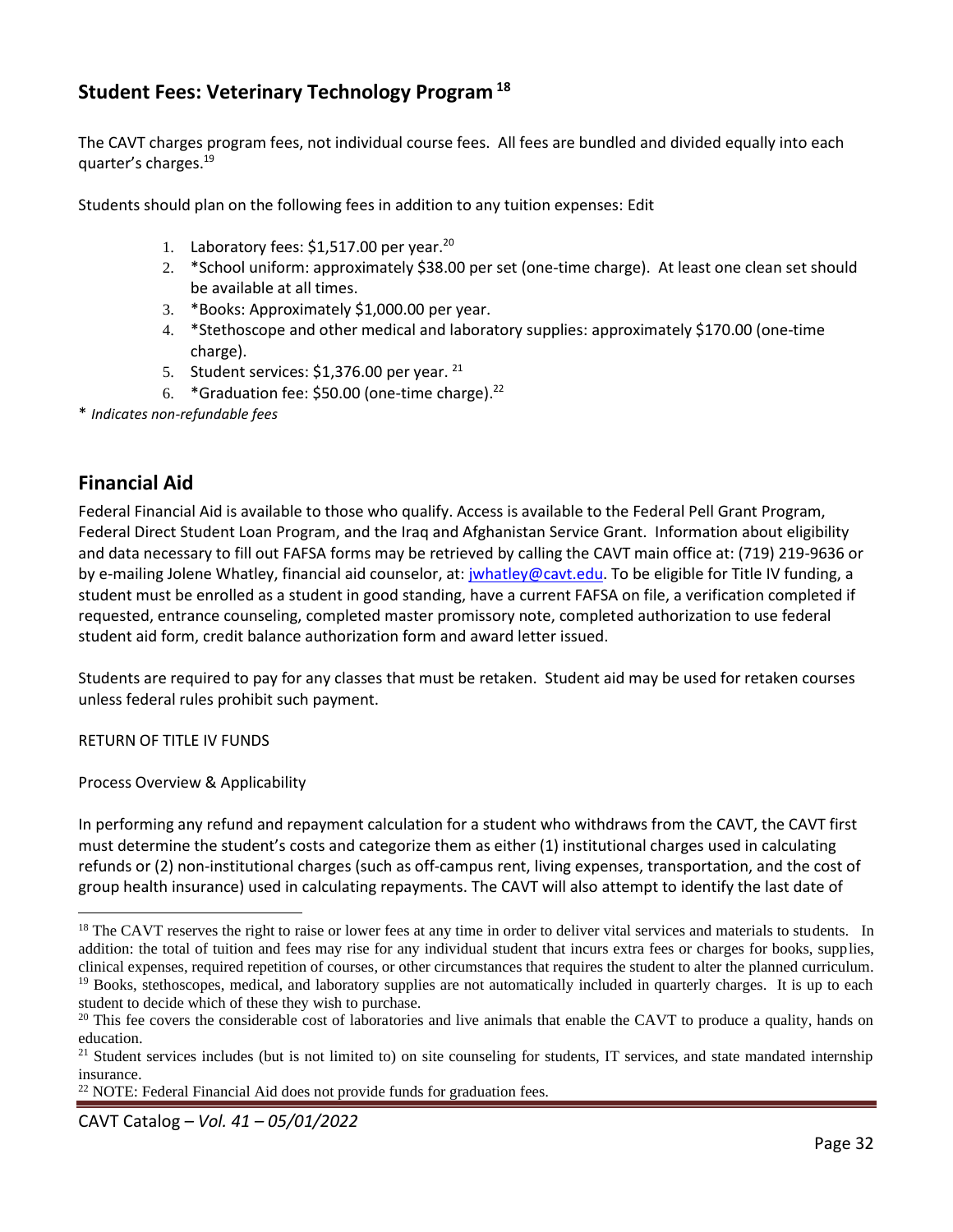## Student Fees: Veterinary Technology Program [18]

The CAVT charges program fees, not individual course fees. All fees are bundled and divided equally into each quarter's charges.[19]

Students should plan on the following fees in addition to any tuition expenses: Edit

1. Laboratory fees: $1,517.00 per year.[20]
2. *School uniform: approximately $38.00 per set (one-time charge). At least one clean set should be available at all times.
3. *Books: Approximately $1,000.00 per year.
4. *Stethoscope and other medical and laboratory supplies: approximately $170.00 (one-time charge).
5. Student services: $1,376.00 per year. [21]
6. *Graduation fee: $50.00 (one-time charge).[22]

* *Indicates non-refundable fees*

## Financial Aid

Federal Financial Aid is available to those who qualify. Access is available to the Federal Pell Grant Program, Federal Direct Student Loan Program, and the Iraq and Afghanistan Service Grant. Information about eligibility and data necessary to fill out FAFSA forms may be retrieved by calling the CAVT main office at: (719) 219-9636 or by e-mailing Jolene Whatley, financial aid counselor, at: jwhatley@cavt.edu. To be eligible for Title IV funding, a student must be enrolled as a student in good standing, have a current FAFSA on file, a verification completed if requested, entrance counseling, completed master promissory note, completed authorization to use federal student aid form, credit balance authorization form and award letter issued.

Students are required to pay for any classes that must be retaken. Student aid may be used for retaken courses unless federal rules prohibit such payment.

RETURN OF TITLE IV FUNDS

Process Overview & Applicability

In performing any refund and repayment calculation for a student who withdraws from the CAVT, the CAVT first must determine the student's costs and categorize them as either (1) institutional charges used in calculating refunds or (2) non-institutional charges (such as off-campus rent, living expenses, transportation, and the cost of group health insurance) used in calculating repayments. The CAVT will also attempt to identify the last date of

---

[18] The CAVT reserves the right to raise or lower fees at any time in order to deliver vital services and materials to students. In addition: the total of tuition and fees may rise for any individual student that incurs extra fees or charges for books, supplies, clinical expenses, required repetition of courses, or other circumstances that requires the student to alter the planned curriculum.

[19] Books, stethoscopes, medical, and laboratory supplies are not automatically included in quarterly charges. It is up to each student to decide which of these they wish to purchase.

[20] This fee covers the considerable cost of laboratories and live animals that enable the CAVT to produce a quality, hands on education.

[21] Student services includes (but is not limited to) on site counseling for students, IT services, and state mandated internship insurance.

[22] NOTE: Federal Financial Aid does not provide funds for graduation fees.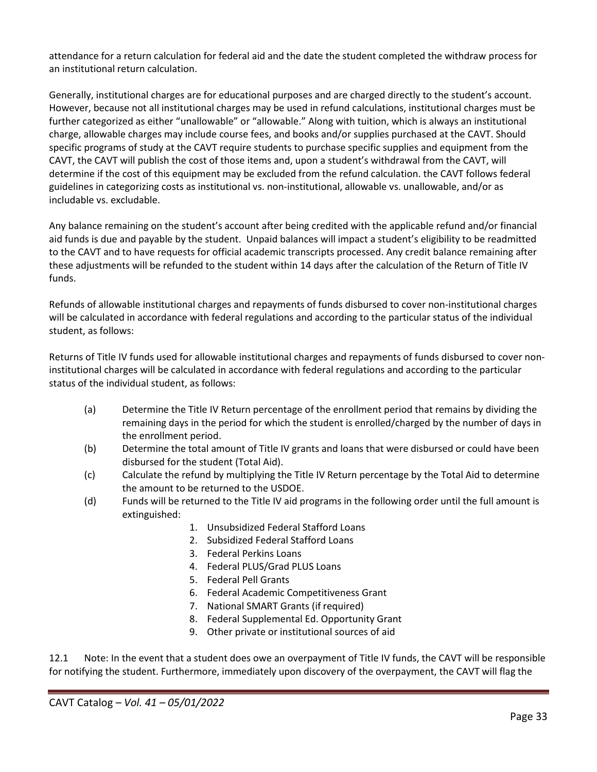attendance for a return calculation for federal aid and the date the student completed the withdraw process for an institutional return calculation.

Generally, institutional charges are for educational purposes and are charged directly to the student's account. However, because not all institutional charges may be used in refund calculations, institutional charges must be further categorized as either "unallowable" or "allowable." Along with tuition, which is always an institutional charge, allowable charges may include course fees, and books and/or supplies purchased at the CAVT. Should specific programs of study at the CAVT require students to purchase specific supplies and equipment from the CAVT, the CAVT will publish the cost of those items and, upon a student's withdrawal from the CAVT, will determine if the cost of this equipment may be excluded from the refund calculation. the CAVT follows federal guidelines in categorizing costs as institutional vs. non-institutional, allowable vs. unallowable, and/or as includable vs. excludable.

Any balance remaining on the student's account after being credited with the applicable refund and/or financial aid funds is due and payable by the student. Unpaid balances will impact a student's eligibility to be readmitted to the CAVT and to have requests for official academic transcripts processed. Any credit balance remaining after these adjustments will be refunded to the student within 14 days after the calculation of the Return of Title IV funds.

Refunds of allowable institutional charges and repayments of funds disbursed to cover non-institutional charges will be calculated in accordance with federal regulations and according to the particular status of the individual student, as follows:

Returns of Title IV funds used for allowable institutional charges and repayments of funds disbursed to cover non-institutional charges will be calculated in accordance with federal regulations and according to the particular status of the individual student, as follows:

(a) Determine the Title IV Return percentage of the enrollment period that remains by dividing the remaining days in the period for which the student is enrolled/charged by the number of days in the enrollment period.

(b) Determine the total amount of Title IV grants and loans that were disbursed or could have been disbursed for the student (Total Aid).

(c) Calculate the refund by multiplying the Title IV Return percentage by the Total Aid to determine the amount to be returned to the USDOE.

(d) Funds will be returned to the Title IV aid programs in the following order until the full amount is extinguished:

1. Unsubsidized Federal Stafford Loans
2. Subsidized Federal Stafford Loans
3. Federal Perkins Loans
4. Federal PLUS/Grad PLUS Loans
5. Federal Pell Grants
6. Federal Academic Competitiveness Grant
7. National SMART Grants (if required)
8. Federal Supplemental Ed. Opportunity Grant
9. Other private or institutional sources of aid

12.1 Note: In the event that a student does owe an overpayment of Title IV funds, the CAVT will be responsible for notifying the student. Furthermore, immediately upon discovery of the overpayment, the CAVT will flag the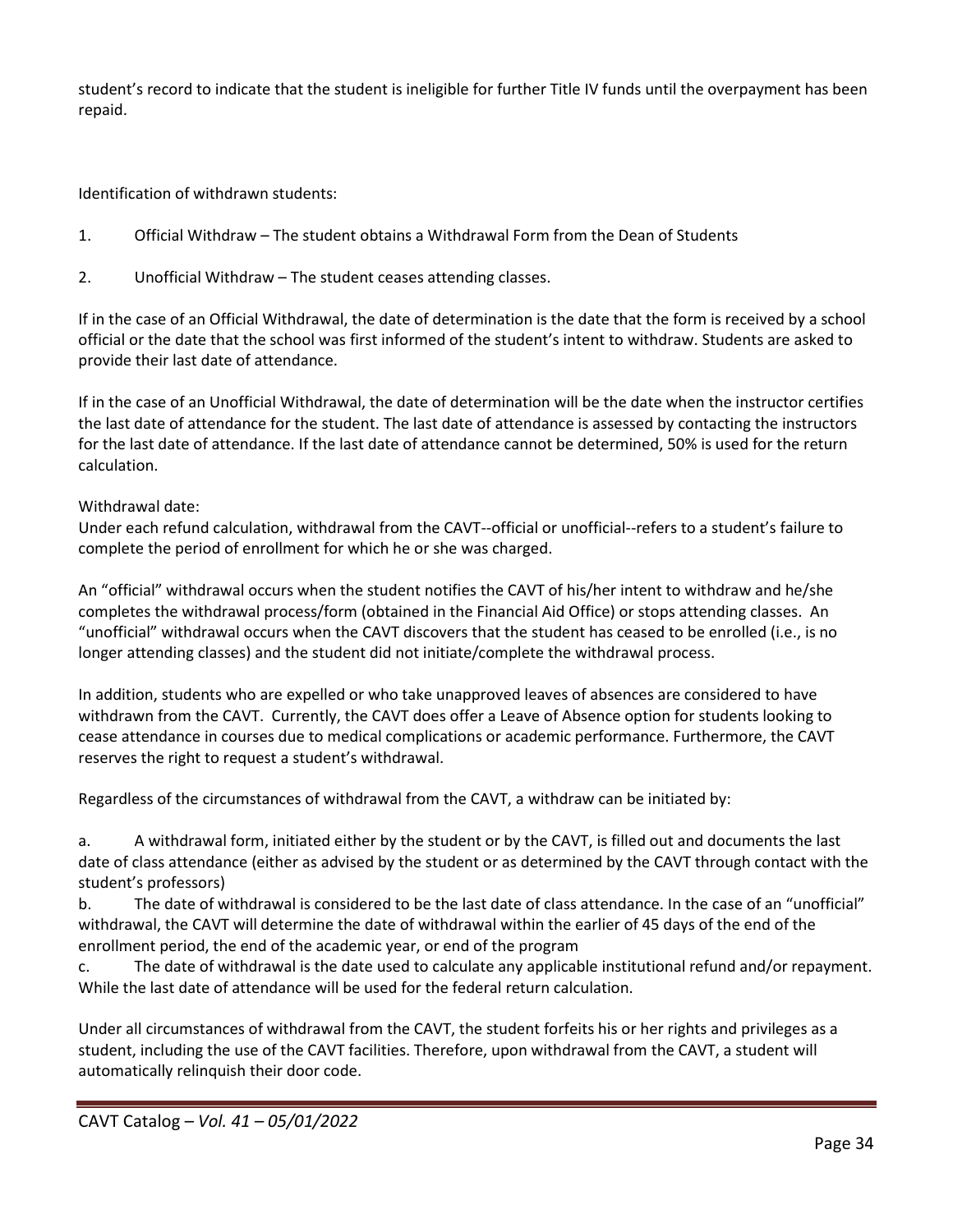student's record to indicate that the student is ineligible for further Title IV funds until the overpayment has been repaid.

Identification of withdrawn students:

1. Official Withdraw – The student obtains a Withdrawal Form from the Dean of Students

2. Unofficial Withdraw – The student ceases attending classes.

If in the case of an Official Withdrawal, the date of determination is the date that the form is received by a school official or the date that the school was first informed of the student's intent to withdraw. Students are asked to provide their last date of attendance.

If in the case of an Unofficial Withdrawal, the date of determination will be the date when the instructor certifies the last date of attendance for the student. The last date of attendance is assessed by contacting the instructors for the last date of attendance. If the last date of attendance cannot be determined, 50% is used for the return calculation.

Withdrawal date:
Under each refund calculation, withdrawal from the CAVT--official or unofficial--refers to a student's failure to complete the period of enrollment for which he or she was charged.

An "official" withdrawal occurs when the student notifies the CAVT of his/her intent to withdraw and he/she completes the withdrawal process/form (obtained in the Financial Aid Office) or stops attending classes. An "unofficial" withdrawal occurs when the CAVT discovers that the student has ceased to be enrolled (i.e., is no longer attending classes) and the student did not initiate/complete the withdrawal process.

In addition, students who are expelled or who take unapproved leaves of absences are considered to have withdrawn from the CAVT. Currently, the CAVT does offer a Leave of Absence option for students looking to cease attendance in courses due to medical complications or academic performance. Furthermore, the CAVT reserves the right to request a student's withdrawal.

Regardless of the circumstances of withdrawal from the CAVT, a withdraw can be initiated by:

a. A withdrawal form, initiated either by the student or by the CAVT, is filled out and documents the last date of class attendance (either as advised by the student or as determined by the CAVT through contact with the student's professors)

b. The date of withdrawal is considered to be the last date of class attendance. In the case of an "unofficial" withdrawal, the CAVT will determine the date of withdrawal within the earlier of 45 days of the end of the enrollment period, the end of the academic year, or end of the program

c. The date of withdrawal is the date used to calculate any applicable institutional refund and/or repayment. While the last date of attendance will be used for the federal return calculation.

Under all circumstances of withdrawal from the CAVT, the student forfeits his or her rights and privileges as a student, including the use of the CAVT facilities. Therefore, upon withdrawal from the CAVT, a student will automatically relinquish their door code.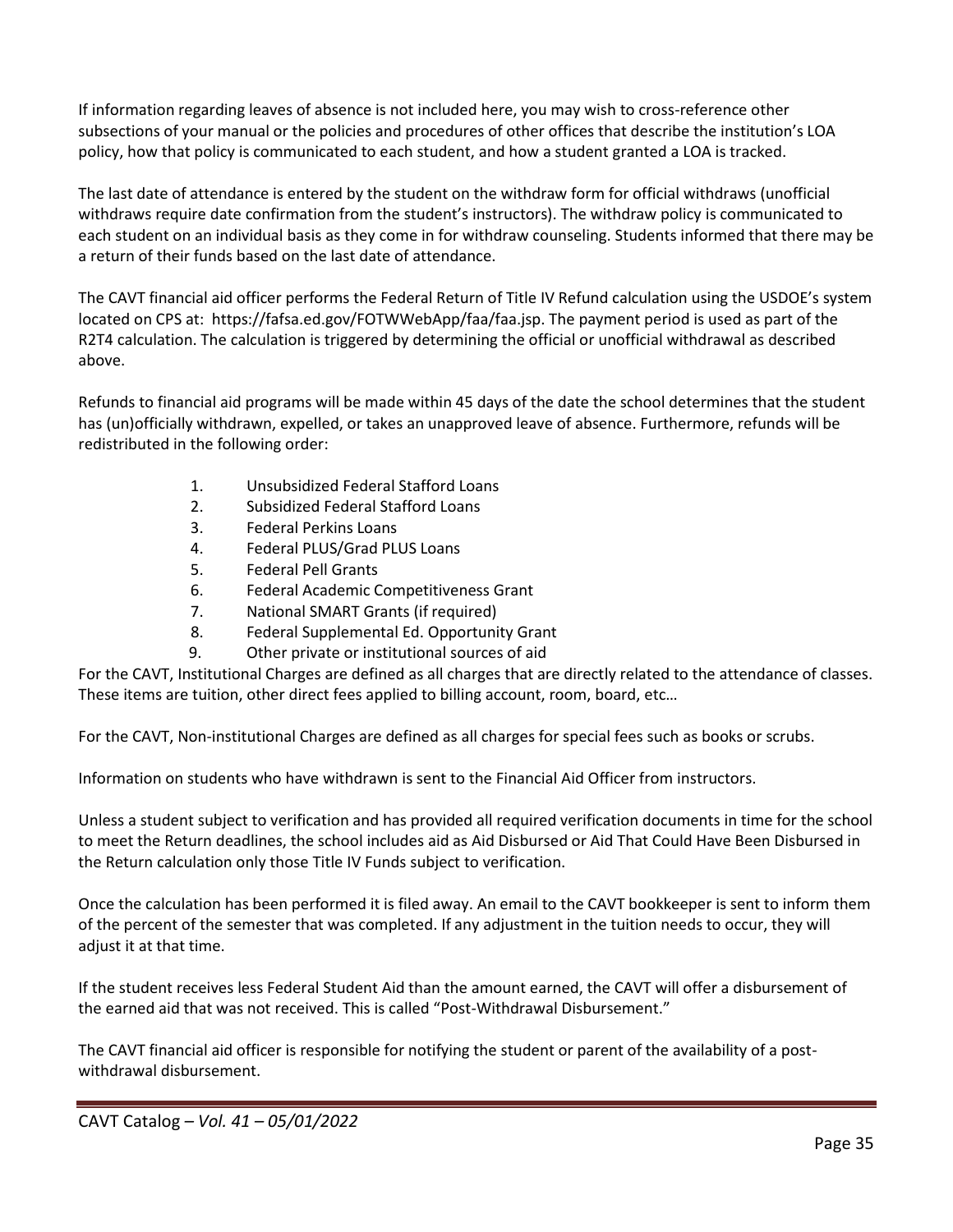If information regarding leaves of absence is not included here, you may wish to cross-reference other subsections of your manual or the policies and procedures of other offices that describe the institution's LOA policy, how that policy is communicated to each student, and how a student granted a LOA is tracked.

The last date of attendance is entered by the student on the withdraw form for official withdraws (unofficial withdraws require date confirmation from the student's instructors). The withdraw policy is communicated to each student on an individual basis as they come in for withdraw counseling. Students informed that there may be a return of their funds based on the last date of attendance.

The CAVT financial aid officer performs the Federal Return of Title IV Refund calculation using the USDOE's system located on CPS at: https://fafsa.ed.gov/FOTWWebApp/faa/faa.jsp. The payment period is used as part of the R2T4 calculation. The calculation is triggered by determining the official or unofficial withdrawal as described above.

Refunds to financial aid programs will be made within 45 days of the date the school determines that the student has (un)officially withdrawn, expelled, or takes an unapproved leave of absence. Furthermore, refunds will be redistributed in the following order:

1. Unsubsidized Federal Stafford Loans
2. Subsidized Federal Stafford Loans
3. Federal Perkins Loans
4. Federal PLUS/Grad PLUS Loans
5. Federal Pell Grants
6. Federal Academic Competitiveness Grant
7. National SMART Grants (if required)
8. Federal Supplemental Ed. Opportunity Grant
9. Other private or institutional sources of aid

For the CAVT, Institutional Charges are defined as all charges that are directly related to the attendance of classes. These items are tuition, other direct fees applied to billing account, room, board, etc…

For the CAVT, Non-institutional Charges are defined as all charges for special fees such as books or scrubs.

Information on students who have withdrawn is sent to the Financial Aid Officer from instructors.

Unless a student subject to verification and has provided all required verification documents in time for the school to meet the Return deadlines, the school includes aid as Aid Disbursed or Aid That Could Have Been Disbursed in the Return calculation only those Title IV Funds subject to verification.

Once the calculation has been performed it is filed away. An email to the CAVT bookkeeper is sent to inform them of the percent of the semester that was completed. If any adjustment in the tuition needs to occur, they will adjust it at that time.

If the student receives less Federal Student Aid than the amount earned, the CAVT will offer a disbursement of the earned aid that was not received. This is called "Post-Withdrawal Disbursement."

The CAVT financial aid officer is responsible for notifying the student or parent of the availability of a post-withdrawal disbursement.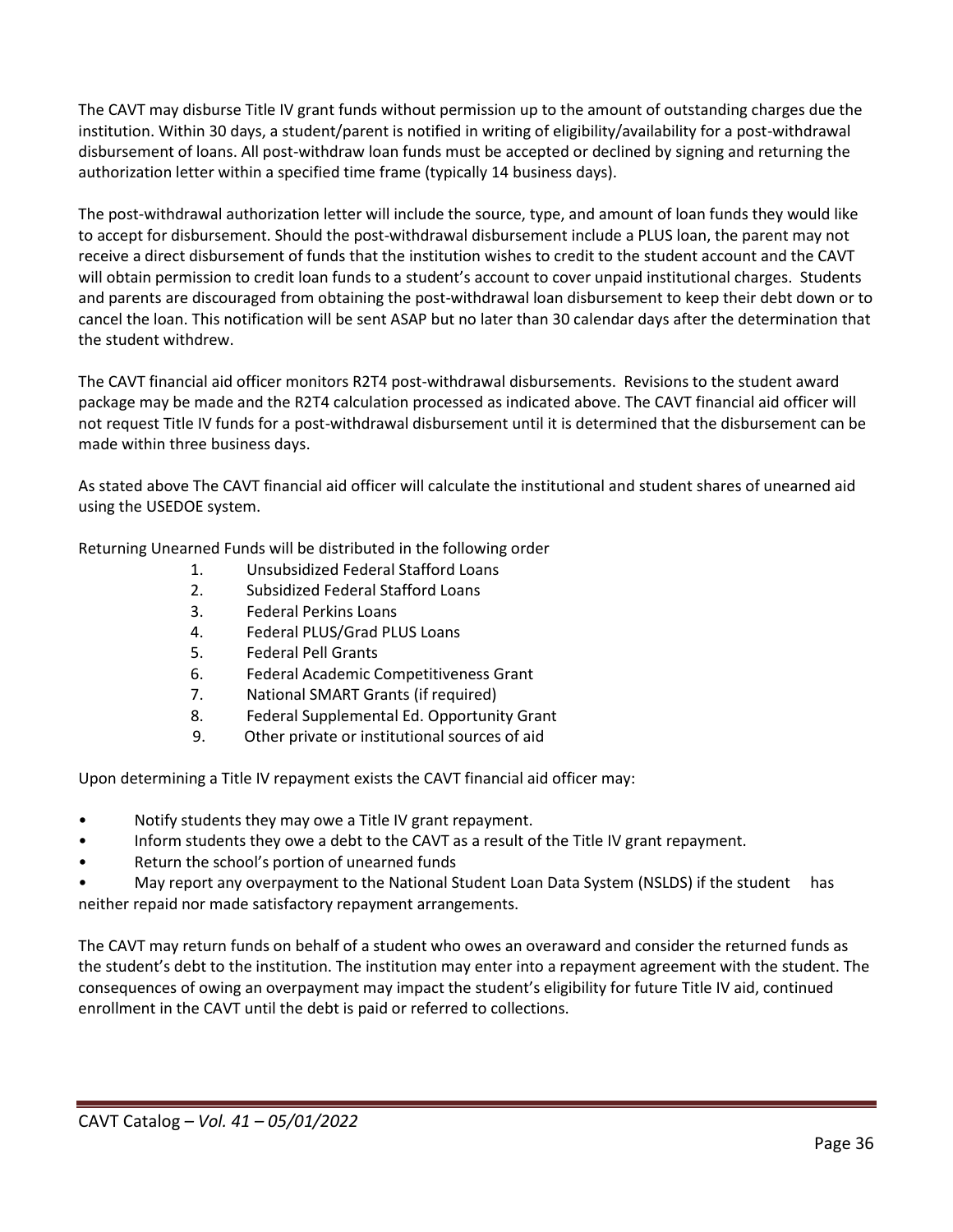The CAVT may disburse Title IV grant funds without permission up to the amount of outstanding charges due the institution. Within 30 days, a student/parent is notified in writing of eligibility/availability for a post-withdrawal disbursement of loans. All post-withdraw loan funds must be accepted or declined by signing and returning the authorization letter within a specified time frame (typically 14 business days).

The post-withdrawal authorization letter will include the source, type, and amount of loan funds they would like to accept for disbursement. Should the post-withdrawal disbursement include a PLUS loan, the parent may not receive a direct disbursement of funds that the institution wishes to credit to the student account and the CAVT will obtain permission to credit loan funds to a student's account to cover unpaid institutional charges. Students and parents are discouraged from obtaining the post-withdrawal loan disbursement to keep their debt down or to cancel the loan. This notification will be sent ASAP but no later than 30 calendar days after the determination that the student withdrew.

The CAVT financial aid officer monitors R2T4 post-withdrawal disbursements. Revisions to the student award package may be made and the R2T4 calculation processed as indicated above. The CAVT financial aid officer will not request Title IV funds for a post-withdrawal disbursement until it is determined that the disbursement can be made within three business days.

As stated above The CAVT financial aid officer will calculate the institutional and student shares of unearned aid using the USEDOE system.

Returning Unearned Funds will be distributed in the following order

1. Unsubsidized Federal Stafford Loans
2. Subsidized Federal Stafford Loans
3. Federal Perkins Loans
4. Federal PLUS/Grad PLUS Loans
5. Federal Pell Grants
6. Federal Academic Competitiveness Grant
7. National SMART Grants (if required)
8. Federal Supplemental Ed. Opportunity Grant
9. Other private or institutional sources of aid

Upon determining a Title IV repayment exists the CAVT financial aid officer may:

- Notify students they may owe a Title IV grant repayment.
- Inform students they owe a debt to the CAVT as a result of the Title IV grant repayment.
- Return the school's portion of unearned funds
- May report any overpayment to the National Student Loan Data System (NSLDS) if the student has neither repaid nor made satisfactory repayment arrangements.

The CAVT may return funds on behalf of a student who owes an overaward and consider the returned funds as the student's debt to the institution. The institution may enter into a repayment agreement with the student. The consequences of owing an overpayment may impact the student's eligibility for future Title IV aid, continued enrollment in the CAVT until the debt is paid or referred to collections.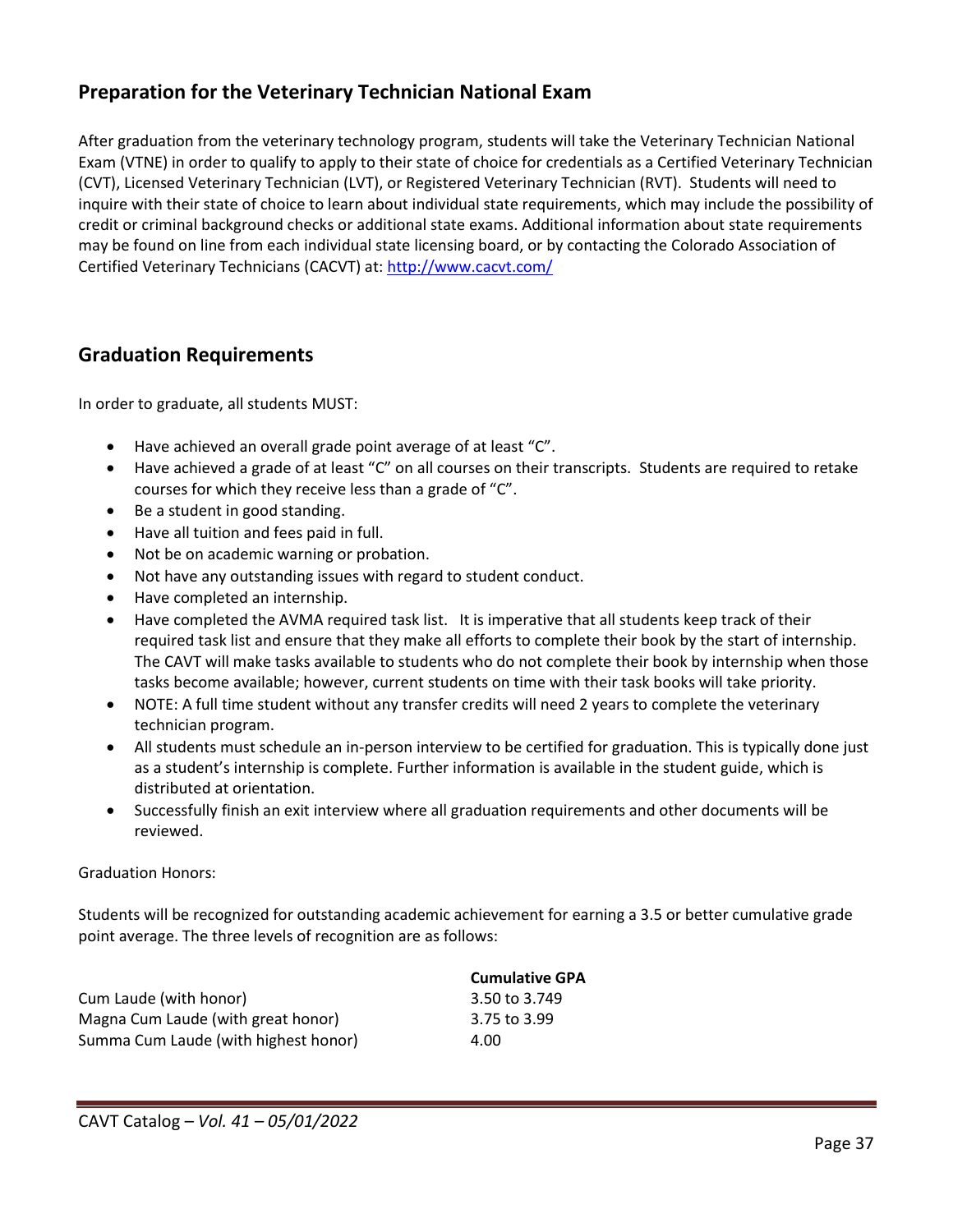## Preparation for the Veterinary Technician National Exam

After graduation from the veterinary technology program, students will take the Veterinary Technician National Exam (VTNE) in order to qualify to apply to their state of choice for credentials as a Certified Veterinary Technician (CVT), Licensed Veterinary Technician (LVT), or Registered Veterinary Technician (RVT). Students will need to inquire with their state of choice to learn about individual state requirements, which may include the possibility of credit or criminal background checks or additional state exams. Additional information about state requirements may be found on line from each individual state licensing board, or by contacting the Colorado Association of Certified Veterinary Technicians (CACVT) at: [http://www.cacvt.com/](http://www.cacvt.com/)

## Graduation Requirements

In order to graduate, all students MUST:

- Have achieved an overall grade point average of at least "C".
- Have achieved a grade of at least "C" on all courses on their transcripts. Students are required to retake courses for which they receive less than a grade of "C".
- Be a student in good standing.
- Have all tuition and fees paid in full.
- Not be on academic warning or probation.
- Not have any outstanding issues with regard to student conduct.
- Have completed an internship.
- Have completed the AVMA required task list. It is imperative that all students keep track of their required task list and ensure that they make all efforts to complete their book by the start of internship. The CAVT will make tasks available to students who do not complete their book by internship when those tasks become available; however, current students on time with their task books will take priority.
- NOTE: A full time student without any transfer credits will need 2 years to complete the veterinary technician program.
- All students must schedule an in-person interview to be certified for graduation. This is typically done just as a student's internship is complete. Further information is available in the student guide, which is distributed at orientation.
- Successfully finish an exit interview where all graduation requirements and other documents will be reviewed.

Graduation Honors:

Students will be recognized for outstanding academic achievement for earning a 3.5 or better cumulative grade point average. The three levels of recognition are as follows:

| | **Cumulative GPA** |
|---|---|
| Cum Laude (with honor) | 3.50 to 3.749 |
| Magna Cum Laude (with great honor) | 3.75 to 3.99 |
| Summa Cum Laude (with highest honor) | 4.00 |

CAVT Catalog – *Vol. 41 – 05/01/2022*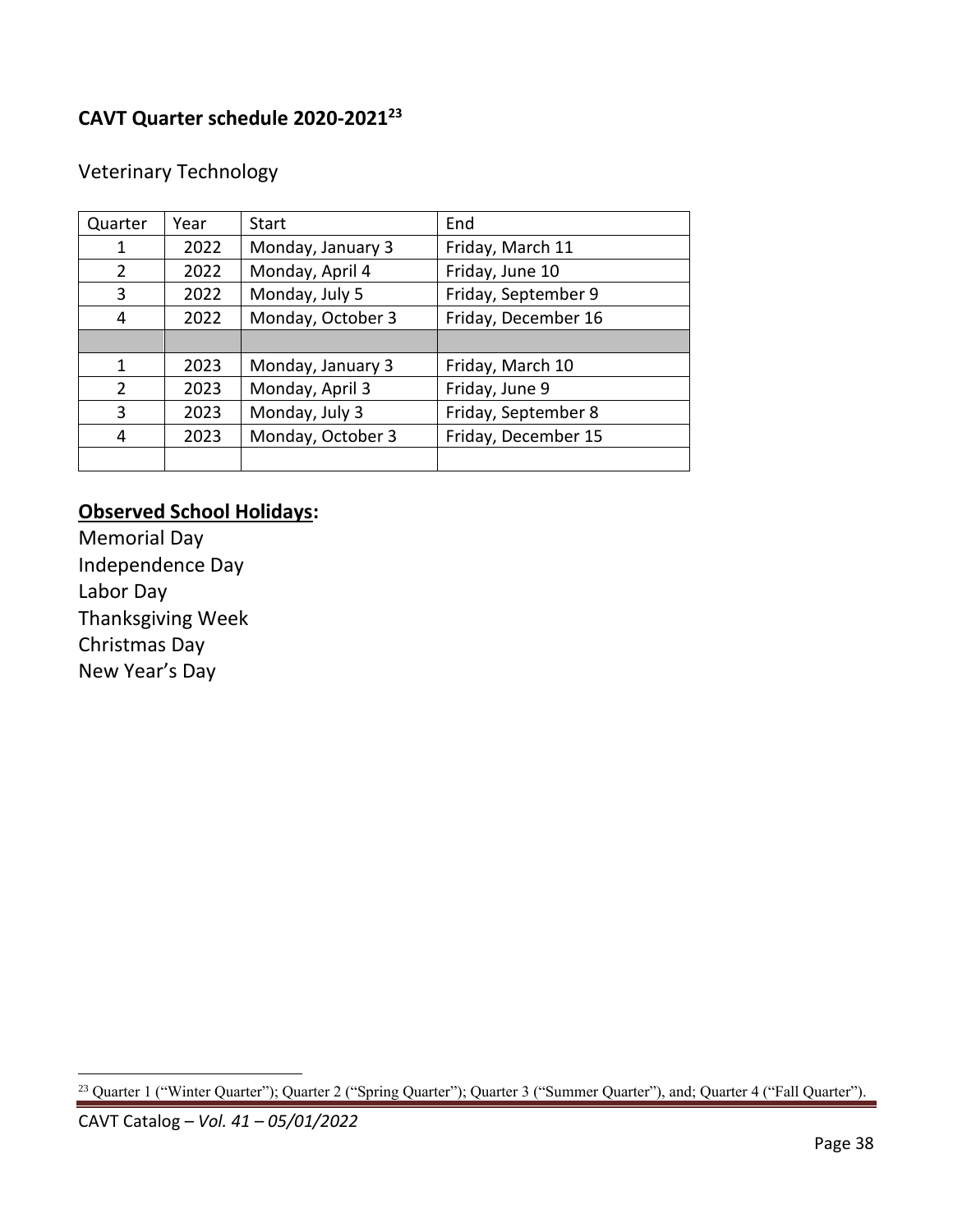## CAVT Quarter schedule 2020-2021[23]

Veterinary Technology

| Quarter | Year | Start | End |
|---|---|---|---|
| 1 | 2022 | Monday, January 3 | Friday, March 11 |
| 2 | 2022 | Monday, April 4 | Friday, June 10 |
| 3 | 2022 | Monday, July 5 | Friday, September 9 |
| 4 | 2022 | Monday, October 3 | Friday, December 16 |
| | | | |
| 1 | 2023 | Monday, January 3 | Friday, March 10 |
| 2 | 2023 | Monday, April 3 | Friday, June 9 |
| 3 | 2023 | Monday, July 3 | Friday, September 8 |
| 4 | 2023 | Monday, October 3 | Friday, December 15 |
| | | | |

**Observed School Holidays:**

Memorial Day
Independence Day
Labor Day
Thanksgiving Week
Christmas Day
New Year's Day

[23] Quarter 1 ("Winter Quarter"); Quarter 2 ("Spring Quarter"); Quarter 3 ("Summer Quarter"), and; Quarter 4 ("Fall Quarter").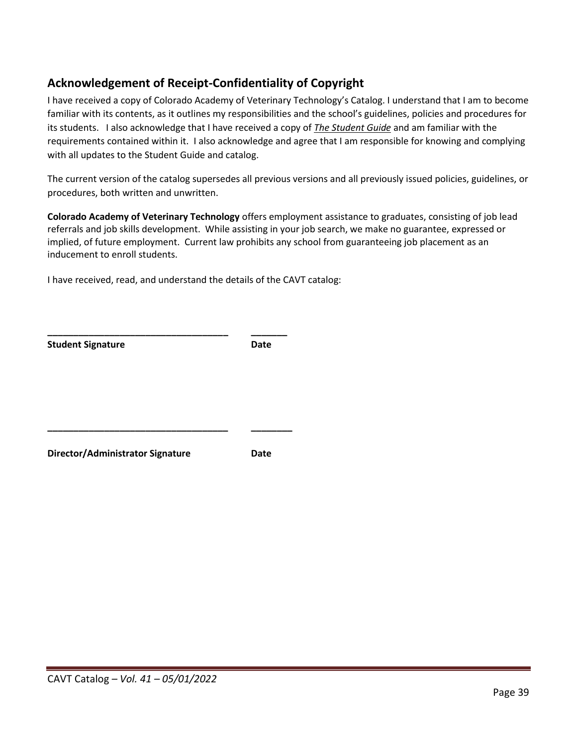## Acknowledgement of Receipt-Confidentiality of Copyright

I have received a copy of Colorado Academy of Veterinary Technology's Catalog. I understand that I am to become familiar with its contents, as it outlines my responsibilities and the school's guidelines, policies and procedures for its students. I also acknowledge that I have received a copy of ***The Student Guide*** and am familiar with the requirements contained within it. I also acknowledge and agree that I am responsible for knowing and complying with all updates to the Student Guide and catalog.

The current version of the catalog supersedes all previous versions and all previously issued policies, guidelines, or procedures, both written and unwritten.

**Colorado Academy of Veterinary Technology** offers employment assistance to graduates, consisting of job lead referrals and job skills development. While assisting in your job search, we make no guarantee, expressed or implied, of future employment. Current law prohibits any school from guaranteeing job placement as an inducement to enroll students.

I have received, read, and understand the details of the CAVT catalog:

\_\_\_\_\_\_\_\_\_\_\_\_\_\_\_\_\_\_\_\_\_\_\_\_\_\_\_\_\_\_\_\_\_\_ \_\_\_\_\_\_\_

**Student Signature** **Date**

\_\_\_\_\_\_\_\_\_\_\_\_\_\_\_\_\_\_\_\_\_\_\_\_\_\_\_\_\_\_\_\_\_\_ \_\_\_\_\_\_\_\_

**Director/Administrator Signature** **Date**